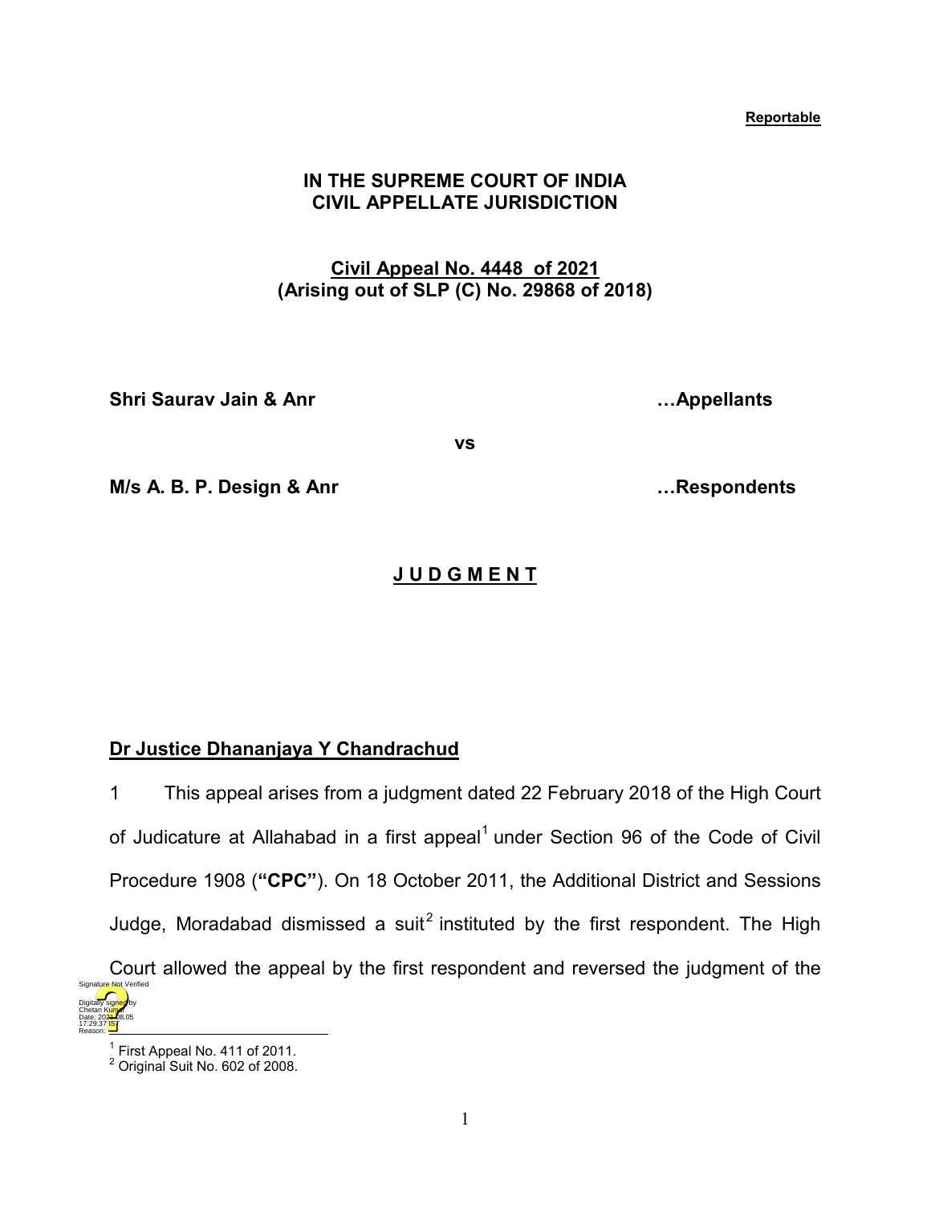**Reportable**

**IN THE SUPREME COURT OF INDIA**
**CIVIL APPELLATE JURISDICTION**

**Civil Appeal No. 4448 of 2021**
**(Arising out of SLP (C) No. 29868 of 2018)**

**Shri Saurav Jain & Anr** …**Appellants**

**vs**

**M/s A. B. P. Design & Anr** …**Respondents**

# J U D G M E N T

**Dr Justice Dhananjaya Y Chandrachud**

1 This appeal arises from a judgment dated 22 February 2018 of the High Court of Judicature at Allahabad in a first appeal[1] under Section 96 of the Code of Civil Procedure 1908 (**"CPC"**). On 18 October 2011, the Additional District and Sessions Judge, Moradabad dismissed a suit[2] instituted by the first respondent. The High Court allowed the appeal by the first respondent and reversed the judgment of the

---

[1] First Appeal No. 411 of 2011.
[2] Original Suit No. 602 of 2008.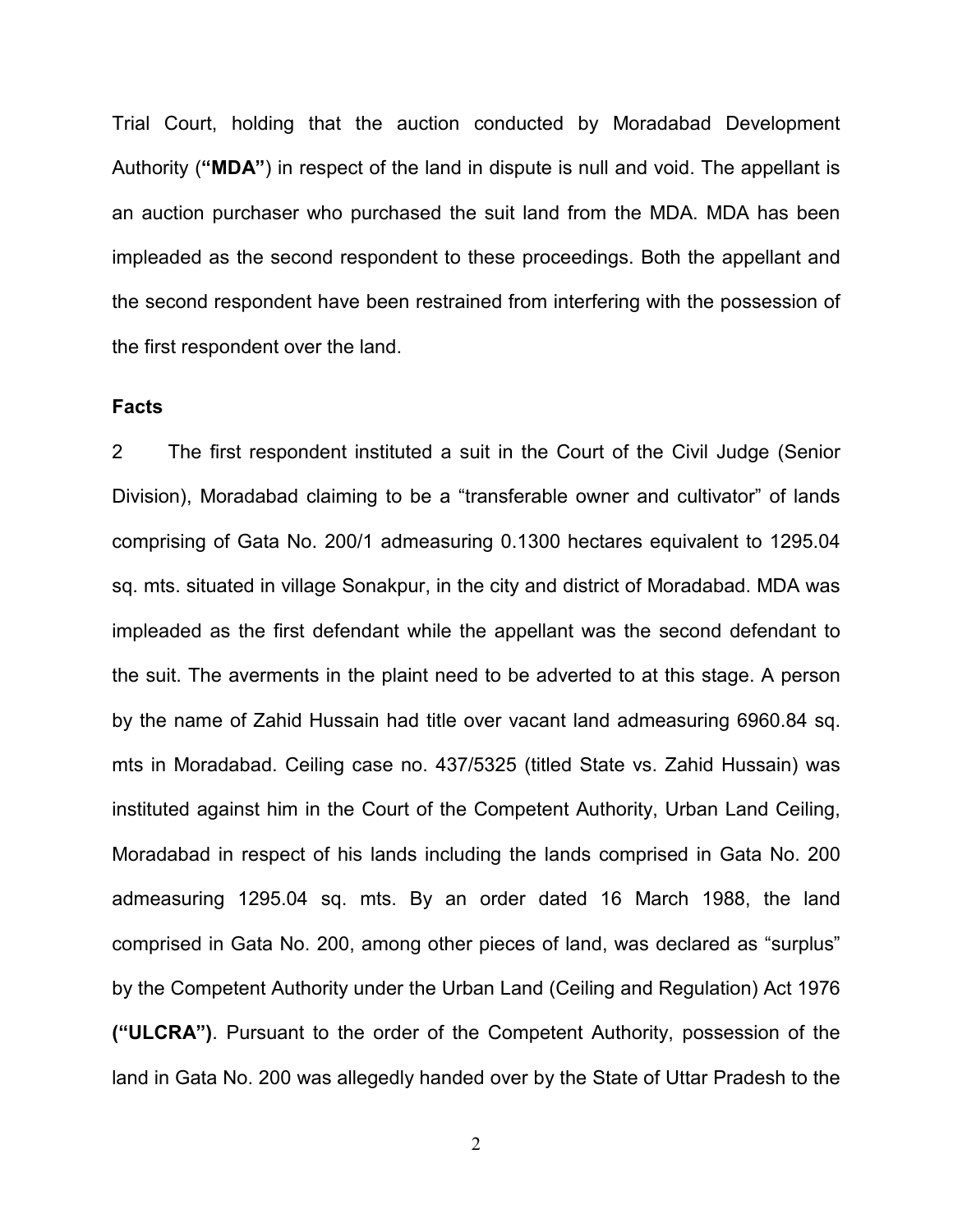Trial Court, holding that the auction conducted by Moradabad Development Authority (**"MDA"**) in respect of the land in dispute is null and void. The appellant is an auction purchaser who purchased the suit land from the MDA. MDA has been impleaded as the second respondent to these proceedings. Both the appellant and the second respondent have been restrained from interfering with the possession of the first respondent over the land.

**Facts**

2 The first respondent instituted a suit in the Court of the Civil Judge (Senior Division), Moradabad claiming to be a "transferable owner and cultivator" of lands comprising of Gata No. 200/1 admeasuring 0.1300 hectares equivalent to 1295.04 sq. mts. situated in village Sonakpur, in the city and district of Moradabad. MDA was impleaded as the first defendant while the appellant was the second defendant to the suit. The averments in the plaint need to be adverted to at this stage. A person by the name of Zahid Hussain had title over vacant land admeasuring 6960.84 sq. mts in Moradabad. Ceiling case no. 437/5325 (titled State vs. Zahid Hussain) was instituted against him in the Court of the Competent Authority, Urban Land Ceiling, Moradabad in respect of his lands including the lands comprised in Gata No. 200 admeasuring 1295.04 sq. mts. By an order dated 16 March 1988, the land comprised in Gata No. 200, among other pieces of land, was declared as "surplus" by the Competent Authority under the Urban Land (Ceiling and Regulation) Act 1976 **("ULCRA")**. Pursuant to the order of the Competent Authority, possession of the land in Gata No. 200 was allegedly handed over by the State of Uttar Pradesh to the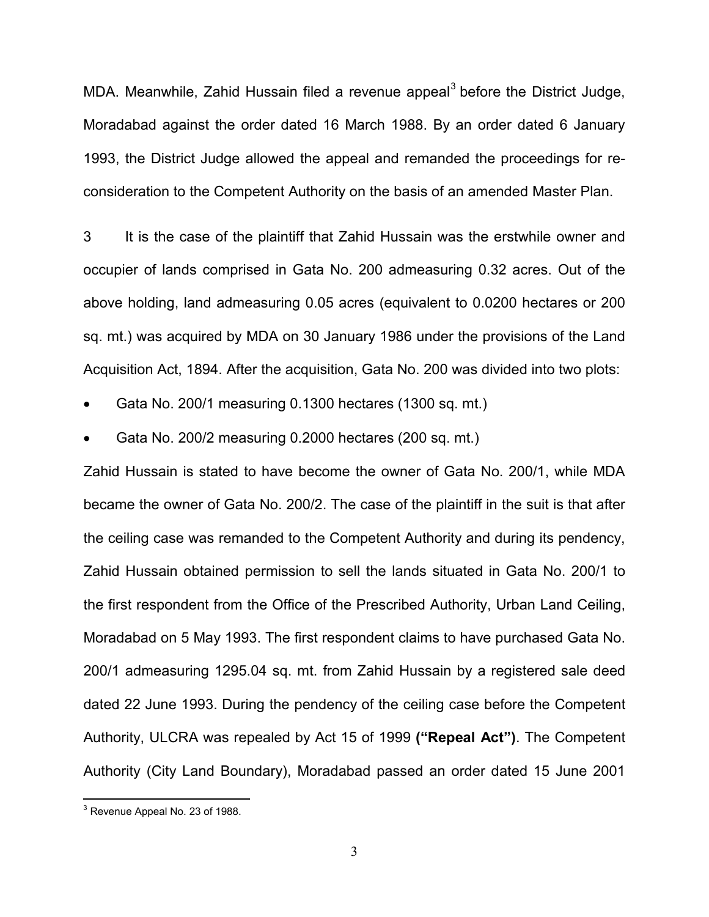MDA. Meanwhile, Zahid Hussain filed a revenue appeal[3] before the District Judge, Moradabad against the order dated 16 March 1988. By an order dated 6 January 1993, the District Judge allowed the appeal and remanded the proceedings for re-consideration to the Competent Authority on the basis of an amended Master Plan.

3 It is the case of the plaintiff that Zahid Hussain was the erstwhile owner and occupier of lands comprised in Gata No. 200 admeasuring 0.32 acres. Out of the above holding, land admeasuring 0.05 acres (equivalent to 0.0200 hectares or 200 sq. mt.) was acquired by MDA on 30 January 1986 under the provisions of the Land Acquisition Act, 1894. After the acquisition, Gata No. 200 was divided into two plots:

- Gata No. 200/1 measuring 0.1300 hectares (1300 sq. mt.)
- Gata No. 200/2 measuring 0.2000 hectares (200 sq. mt.)

Zahid Hussain is stated to have become the owner of Gata No. 200/1, while MDA became the owner of Gata No. 200/2. The case of the plaintiff in the suit is that after the ceiling case was remanded to the Competent Authority and during its pendency, Zahid Hussain obtained permission to sell the lands situated in Gata No. 200/1 to the first respondent from the Office of the Prescribed Authority, Urban Land Ceiling, Moradabad on 5 May 1993. The first respondent claims to have purchased Gata No. 200/1 admeasuring 1295.04 sq. mt. from Zahid Hussain by a registered sale deed dated 22 June 1993. During the pendency of the ceiling case before the Competent Authority, ULCRA was repealed by Act 15 of 1999 **("Repeal Act")**. The Competent Authority (City Land Boundary), Moradabad passed an order dated 15 June 2001

[3] Revenue Appeal No. 23 of 1988.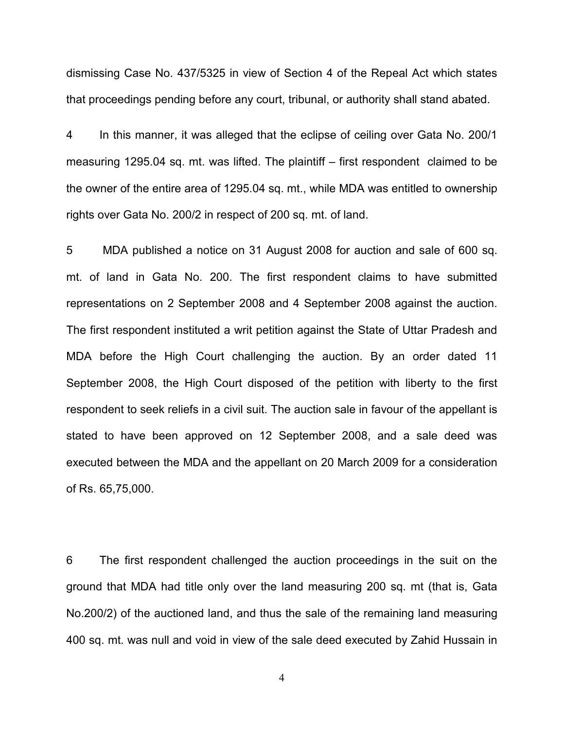dismissing Case No. 437/5325 in view of Section 4 of the Repeal Act which states that proceedings pending before any court, tribunal, or authority shall stand abated.

4 In this manner, it was alleged that the eclipse of ceiling over Gata No. 200/1 measuring 1295.04 sq. mt. was lifted. The plaintiff – first respondent claimed to be the owner of the entire area of 1295.04 sq. mt., while MDA was entitled to ownership rights over Gata No. 200/2 in respect of 200 sq. mt. of land.

5 MDA published a notice on 31 August 2008 for auction and sale of 600 sq. mt. of land in Gata No. 200. The first respondent claims to have submitted representations on 2 September 2008 and 4 September 2008 against the auction. The first respondent instituted a writ petition against the State of Uttar Pradesh and MDA before the High Court challenging the auction. By an order dated 11 September 2008, the High Court disposed of the petition with liberty to the first respondent to seek reliefs in a civil suit. The auction sale in favour of the appellant is stated to have been approved on 12 September 2008, and a sale deed was executed between the MDA and the appellant on 20 March 2009 for a consideration of Rs. 65,75,000.

6 The first respondent challenged the auction proceedings in the suit on the ground that MDA had title only over the land measuring 200 sq. mt (that is, Gata No.200/2) of the auctioned land, and thus the sale of the remaining land measuring 400 sq. mt. was null and void in view of the sale deed executed by Zahid Hussain in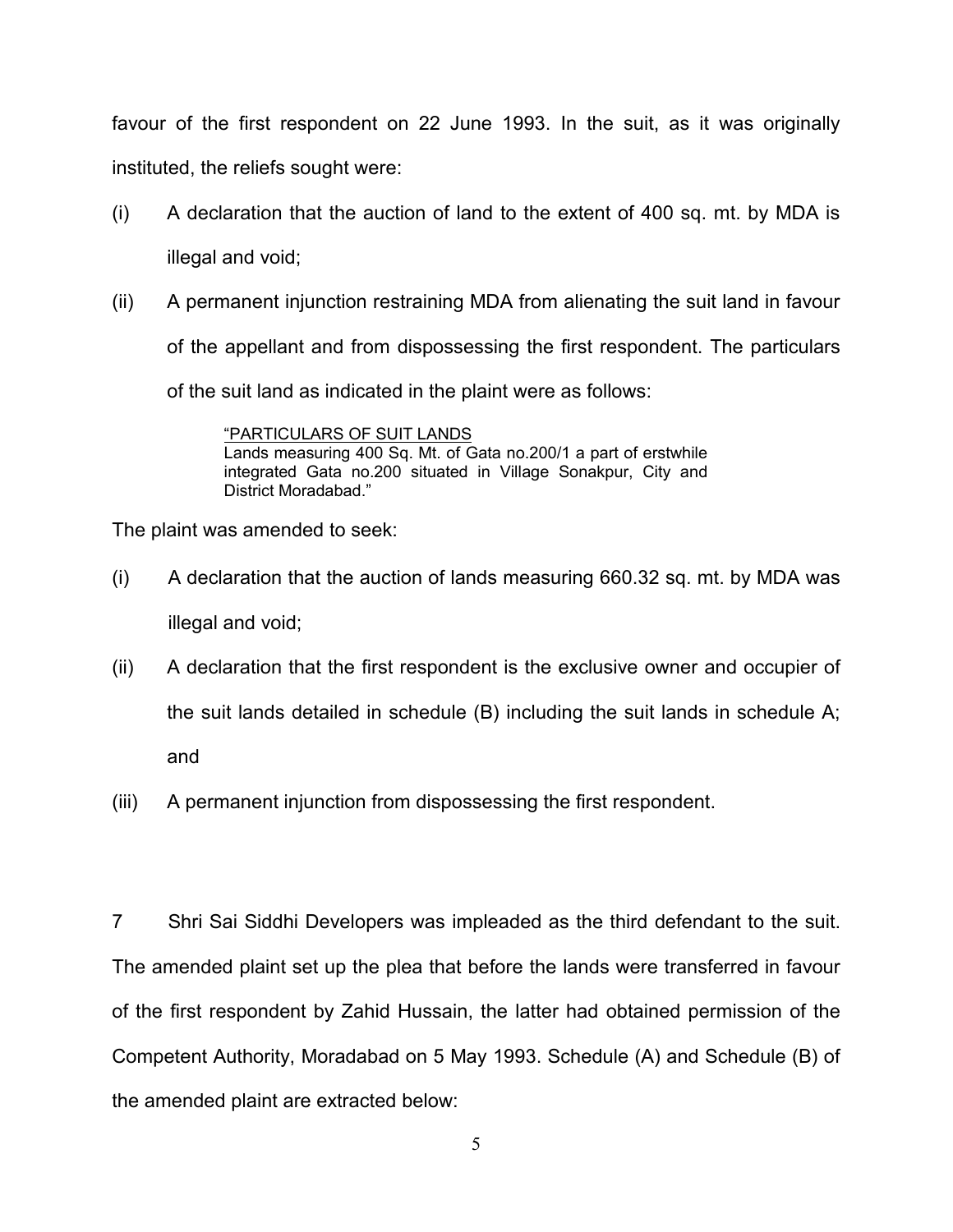favour of the first respondent on 22 June 1993. In the suit, as it was originally instituted, the reliefs sought were:

(i) A declaration that the auction of land to the extent of 400 sq. mt. by MDA is illegal and void;

(ii) A permanent injunction restraining MDA from alienating the suit land in favour of the appellant and from dispossessing the first respondent. The particulars of the suit land as indicated in the plaint were as follows:

> "<u>PARTICULARS OF SUIT LANDS</u>
> Lands measuring 400 Sq. Mt. of Gata no.200/1 a part of erstwhile integrated Gata no.200 situated in Village Sonakpur, City and District Moradabad."

The plaint was amended to seek:

(i) A declaration that the auction of lands measuring 660.32 sq. mt. by MDA was illegal and void;

(ii) A declaration that the first respondent is the exclusive owner and occupier of the suit lands detailed in schedule (B) including the suit lands in schedule A; and

(iii) A permanent injunction from dispossessing the first respondent.

7 Shri Sai Siddhi Developers was impleaded as the third defendant to the suit. The amended plaint set up the plea that before the lands were transferred in favour of the first respondent by Zahid Hussain, the latter had obtained permission of the Competent Authority, Moradabad on 5 May 1993. Schedule (A) and Schedule (B) of the amended plaint are extracted below: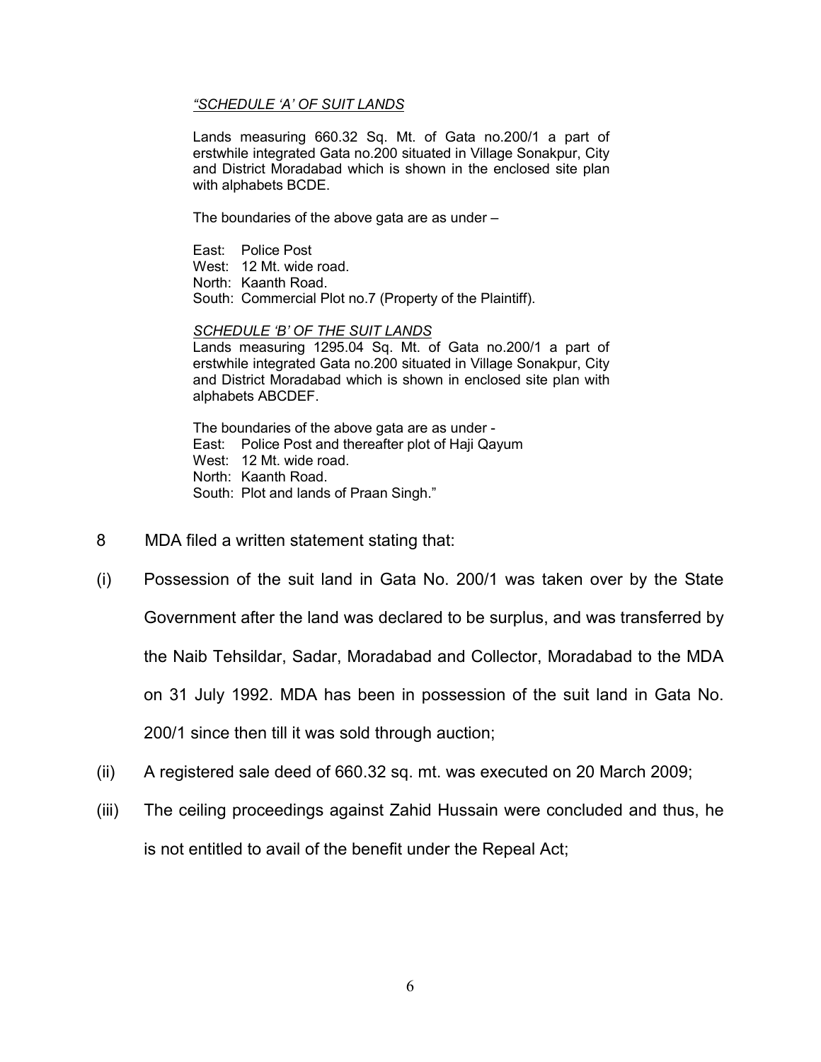*"SCHEDULE 'A' OF SUIT LANDS*

Lands measuring 660.32 Sq. Mt. of Gata no.200/1 a part of erstwhile integrated Gata no.200 situated in Village Sonakpur, City and District Moradabad which is shown in the enclosed site plan with alphabets BCDE.

The boundaries of the above gata are as under –

East: Police Post
West: 12 Mt. wide road.
North: Kaanth Road.
South: Commercial Plot no.7 (Property of the Plaintiff).

*SCHEDULE 'B' OF THE SUIT LANDS*

Lands measuring 1295.04 Sq. Mt. of Gata no.200/1 a part of erstwhile integrated Gata no.200 situated in Village Sonakpur, City and District Moradabad which is shown in enclosed site plan with alphabets ABCDEF.

The boundaries of the above gata are as under -
East: Police Post and thereafter plot of Haji Qayum
West: 12 Mt. wide road.
North: Kaanth Road.
South: Plot and lands of Praan Singh."

8 MDA filed a written statement stating that:

(i) Possession of the suit land in Gata No. 200/1 was taken over by the State Government after the land was declared to be surplus, and was transferred by the Naib Tehsildar, Sadar, Moradabad and Collector, Moradabad to the MDA on 31 July 1992. MDA has been in possession of the suit land in Gata No. 200/1 since then till it was sold through auction;

(ii) A registered sale deed of 660.32 sq. mt. was executed on 20 March 2009;

(iii) The ceiling proceedings against Zahid Hussain were concluded and thus, he is not entitled to avail of the benefit under the Repeal Act;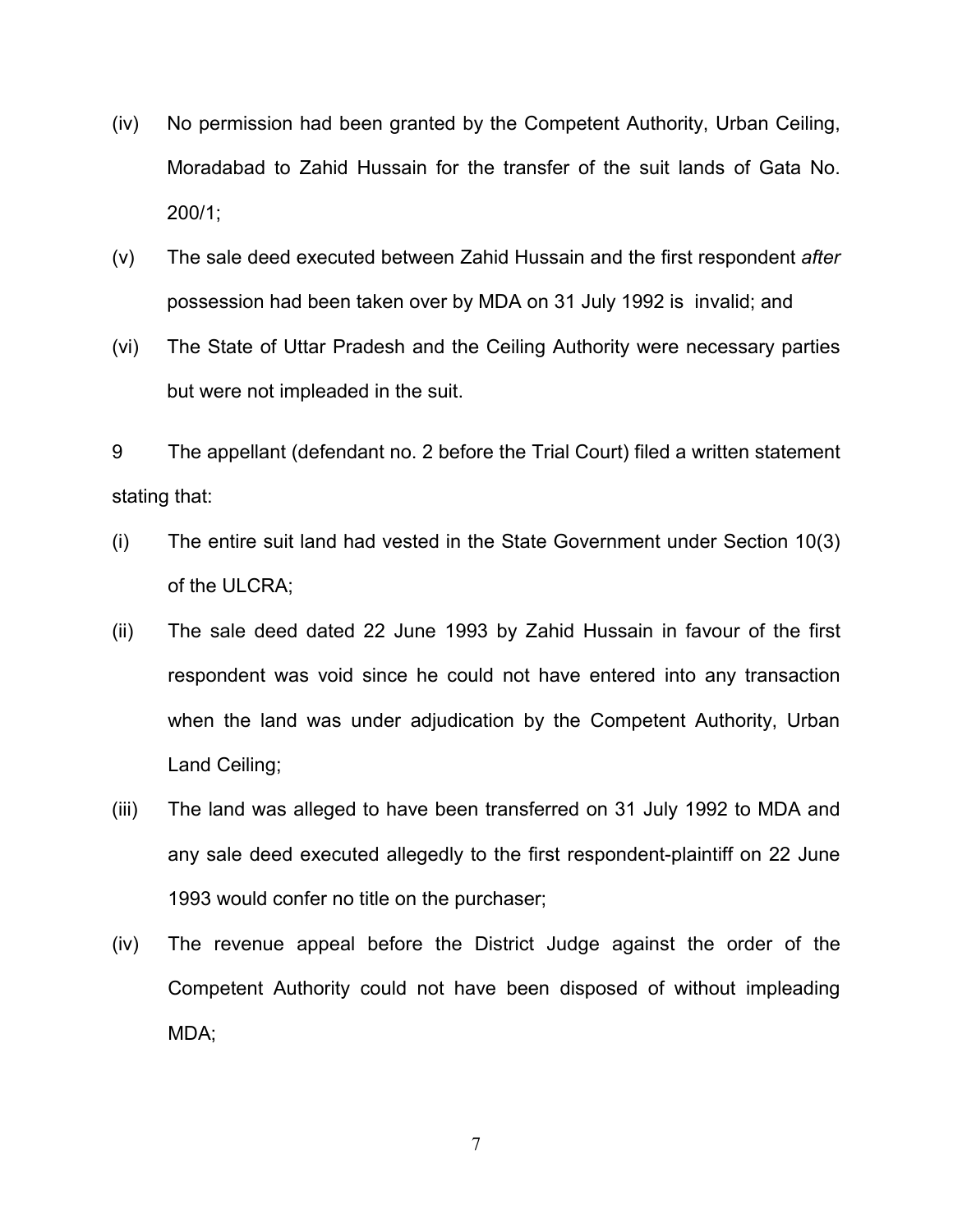(iv) No permission had been granted by the Competent Authority, Urban Ceiling, Moradabad to Zahid Hussain for the transfer of the suit lands of Gata No. 200/1;

(v) The sale deed executed between Zahid Hussain and the first respondent *after* possession had been taken over by MDA on 31 July 1992 is invalid; and

(vi) The State of Uttar Pradesh and the Ceiling Authority were necessary parties but were not impleaded in the suit.

9 The appellant (defendant no. 2 before the Trial Court) filed a written statement stating that:

(i) The entire suit land had vested in the State Government under Section 10(3) of the ULCRA;

(ii) The sale deed dated 22 June 1993 by Zahid Hussain in favour of the first respondent was void since he could not have entered into any transaction when the land was under adjudication by the Competent Authority, Urban Land Ceiling;

(iii) The land was alleged to have been transferred on 31 July 1992 to MDA and any sale deed executed allegedly to the first respondent-plaintiff on 22 June 1993 would confer no title on the purchaser;

(iv) The revenue appeal before the District Judge against the order of the Competent Authority could not have been disposed of without impleading MDA;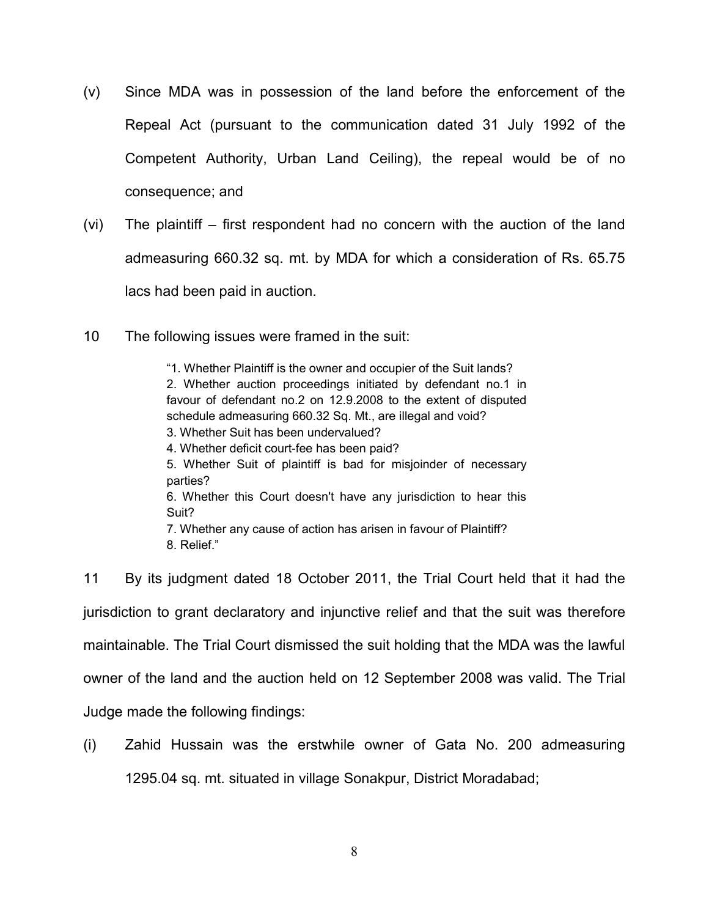(v) Since MDA was in possession of the land before the enforcement of the Repeal Act (pursuant to the communication dated 31 July 1992 of the Competent Authority, Urban Land Ceiling), the repeal would be of no consequence; and

(vi) The plaintiff – first respondent had no concern with the auction of the land admeasuring 660.32 sq. mt. by MDA for which a consideration of Rs. 65.75 lacs had been paid in auction.

10 The following issues were framed in the suit:

> "1. Whether Plaintiff is the owner and occupier of the Suit lands?
> 2. Whether auction proceedings initiated by defendant no.1 in favour of defendant no.2 on 12.9.2008 to the extent of disputed schedule admeasuring 660.32 Sq. Mt., are illegal and void?
> 3. Whether Suit has been undervalued?
> 4. Whether deficit court-fee has been paid?
> 5. Whether Suit of plaintiff is bad for misjoinder of necessary parties?
> 6. Whether this Court doesn't have any jurisdiction to hear this Suit?
> 7. Whether any cause of action has arisen in favour of Plaintiff?
> 8. Relief."

11 By its judgment dated 18 October 2011, the Trial Court held that it had the jurisdiction to grant declaratory and injunctive relief and that the suit was therefore maintainable. The Trial Court dismissed the suit holding that the MDA was the lawful owner of the land and the auction held on 12 September 2008 was valid. The Trial Judge made the following findings:

(i) Zahid Hussain was the erstwhile owner of Gata No. 200 admeasuring 1295.04 sq. mt. situated in village Sonakpur, District Moradabad;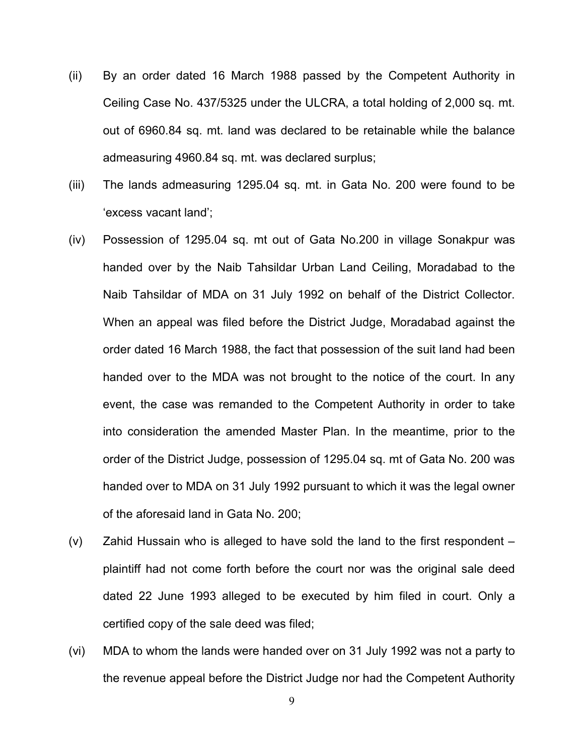(ii) By an order dated 16 March 1988 passed by the Competent Authority in Ceiling Case No. 437/5325 under the ULCRA, a total holding of 2,000 sq. mt. out of 6960.84 sq. mt. land was declared to be retainable while the balance admeasuring 4960.84 sq. mt. was declared surplus;

(iii) The lands admeasuring 1295.04 sq. mt. in Gata No. 200 were found to be 'excess vacant land';

(iv) Possession of 1295.04 sq. mt out of Gata No.200 in village Sonakpur was handed over by the Naib Tahsildar Urban Land Ceiling, Moradabad to the Naib Tahsildar of MDA on 31 July 1992 on behalf of the District Collector. When an appeal was filed before the District Judge, Moradabad against the order dated 16 March 1988, the fact that possession of the suit land had been handed over to the MDA was not brought to the notice of the court. In any event, the case was remanded to the Competent Authority in order to take into consideration the amended Master Plan. In the meantime, prior to the order of the District Judge, possession of 1295.04 sq. mt of Gata No. 200 was handed over to MDA on 31 July 1992 pursuant to which it was the legal owner of the aforesaid land in Gata No. 200;

(v) Zahid Hussain who is alleged to have sold the land to the first respondent – plaintiff had not come forth before the court nor was the original sale deed dated 22 June 1993 alleged to be executed by him filed in court. Only a certified copy of the sale deed was filed;

(vi) MDA to whom the lands were handed over on 31 July 1992 was not a party to the revenue appeal before the District Judge nor had the Competent Authority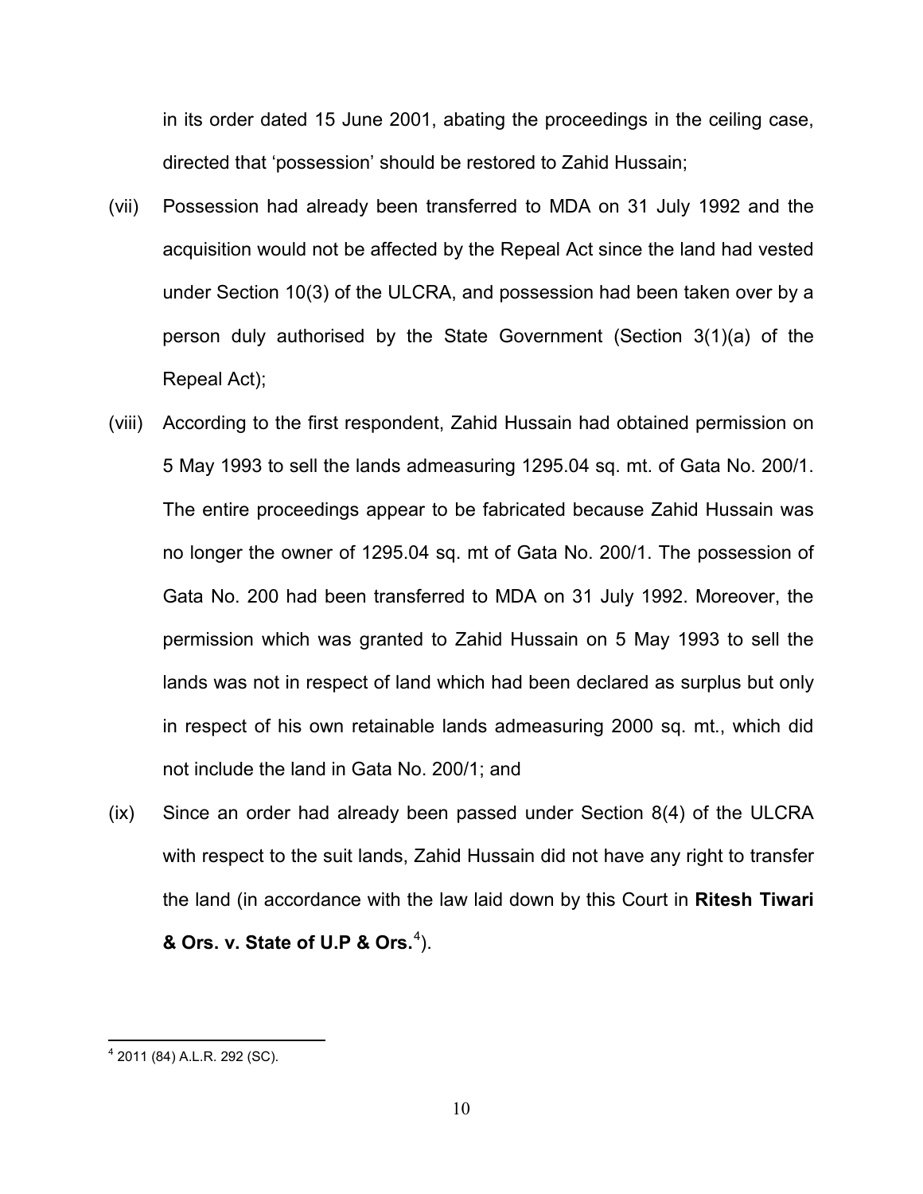in its order dated 15 June 2001, abating the proceedings in the ceiling case, directed that 'possession' should be restored to Zahid Hussain;

(vii) Possession had already been transferred to MDA on 31 July 1992 and the acquisition would not be affected by the Repeal Act since the land had vested under Section 10(3) of the ULCRA, and possession had been taken over by a person duly authorised by the State Government (Section 3(1)(a) of the Repeal Act);

(viii) According to the first respondent, Zahid Hussain had obtained permission on 5 May 1993 to sell the lands admeasuring 1295.04 sq. mt. of Gata No. 200/1. The entire proceedings appear to be fabricated because Zahid Hussain was no longer the owner of 1295.04 sq. mt of Gata No. 200/1. The possession of Gata No. 200 had been transferred to MDA on 31 July 1992. Moreover, the permission which was granted to Zahid Hussain on 5 May 1993 to sell the lands was not in respect of land which had been declared as surplus but only in respect of his own retainable lands admeasuring 2000 sq. mt., which did not include the land in Gata No. 200/1; and

(ix) Since an order had already been passed under Section 8(4) of the ULCRA with respect to the suit lands, Zahid Hussain did not have any right to transfer the land (in accordance with the law laid down by this Court in **Ritesh Tiwari & Ors. v. State of U.P & Ors.**[4]).

---

[4] 2011 (84) A.L.R. 292 (SC).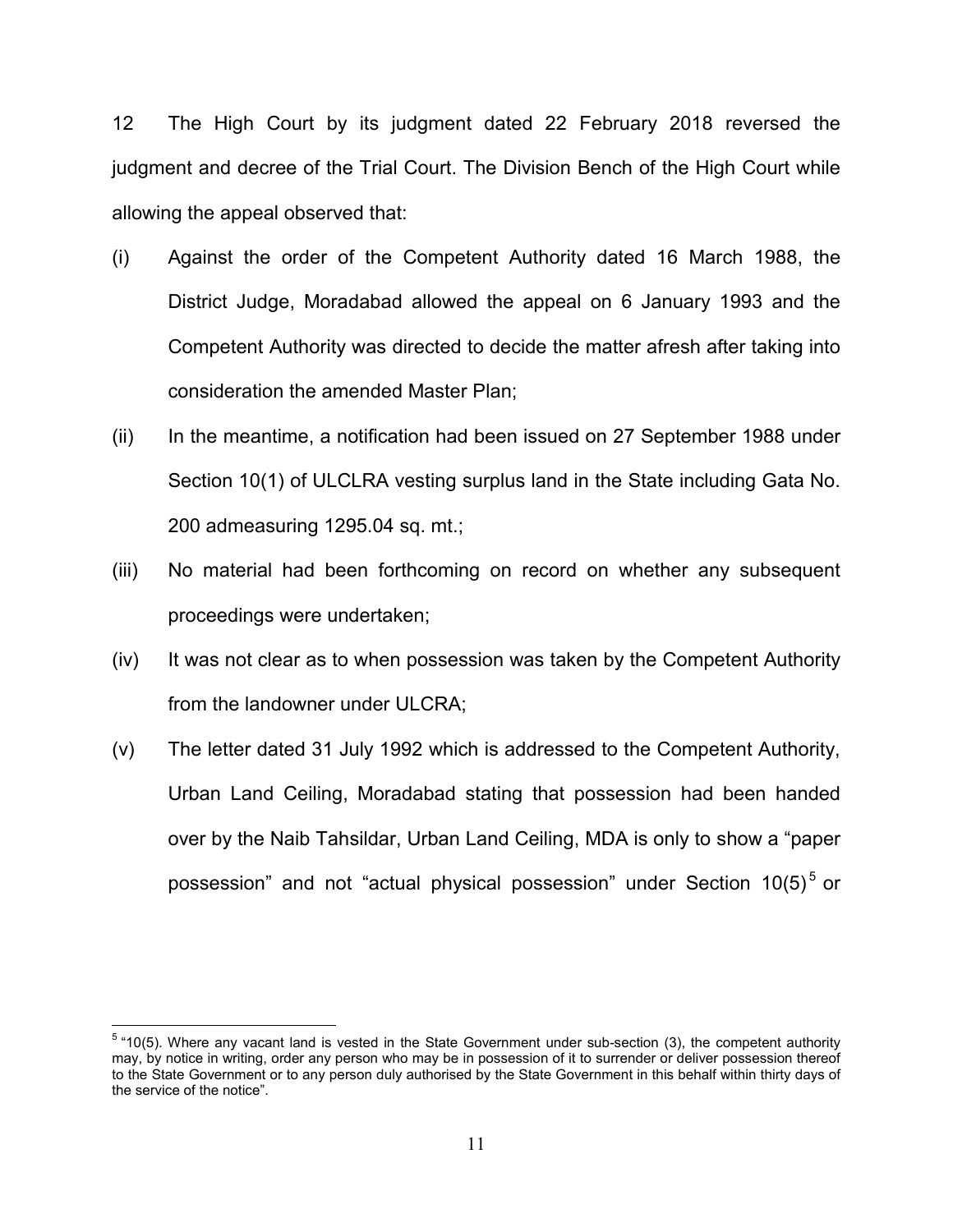12 The High Court by its judgment dated 22 February 2018 reversed the judgment and decree of the Trial Court. The Division Bench of the High Court while allowing the appeal observed that:

(i) Against the order of the Competent Authority dated 16 March 1988, the District Judge, Moradabad allowed the appeal on 6 January 1993 and the Competent Authority was directed to decide the matter afresh after taking into consideration the amended Master Plan;

(ii) In the meantime, a notification had been issued on 27 September 1988 under Section 10(1) of ULCLRA vesting surplus land in the State including Gata No. 200 admeasuring 1295.04 sq. mt.;

(iii) No material had been forthcoming on record on whether any subsequent proceedings were undertaken;

(iv) It was not clear as to when possession was taken by the Competent Authority from the landowner under ULCRA;

(v) The letter dated 31 July 1992 which is addressed to the Competent Authority, Urban Land Ceiling, Moradabad stating that possession had been handed over by the Naib Tahsildar, Urban Land Ceiling, MDA is only to show a "paper possession" and not "actual physical possession" under Section 10(5)[5] or

---

[5] "10(5). Where any vacant land is vested in the State Government under sub-section (3), the competent authority may, by notice in writing, order any person who may be in possession of it to surrender or deliver possession thereof to the State Government or to any person duly authorised by the State Government in this behalf within thirty days of the service of the notice".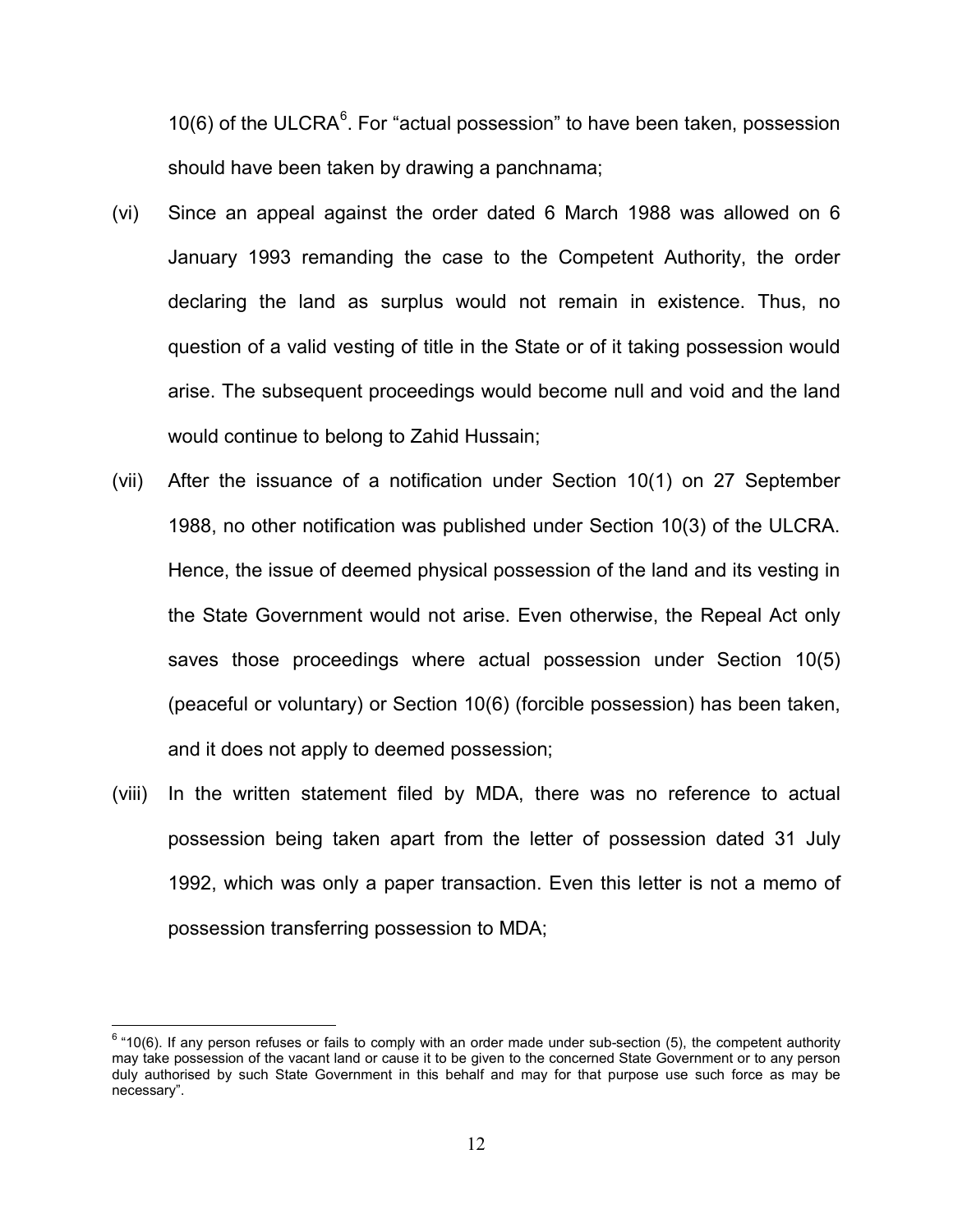10(6) of the ULCRA[6]. For "actual possession" to have been taken, possession should have been taken by drawing a panchnama;

(vi) Since an appeal against the order dated 6 March 1988 was allowed on 6 January 1993 remanding the case to the Competent Authority, the order declaring the land as surplus would not remain in existence. Thus, no question of a valid vesting of title in the State or of it taking possession would arise. The subsequent proceedings would become null and void and the land would continue to belong to Zahid Hussain;

(vii) After the issuance of a notification under Section 10(1) on 27 September 1988, no other notification was published under Section 10(3) of the ULCRA. Hence, the issue of deemed physical possession of the land and its vesting in the State Government would not arise. Even otherwise, the Repeal Act only saves those proceedings where actual possession under Section 10(5) (peaceful or voluntary) or Section 10(6) (forcible possession) has been taken, and it does not apply to deemed possession;

(viii) In the written statement filed by MDA, there was no reference to actual possession being taken apart from the letter of possession dated 31 July 1992, which was only a paper transaction. Even this letter is not a memo of possession transferring possession to MDA;

---

[6] "10(6). If any person refuses or fails to comply with an order made under sub-section (5), the competent authority may take possession of the vacant land or cause it to be given to the concerned State Government or to any person duly authorised by such State Government in this behalf and may for that purpose use such force as may be necessary".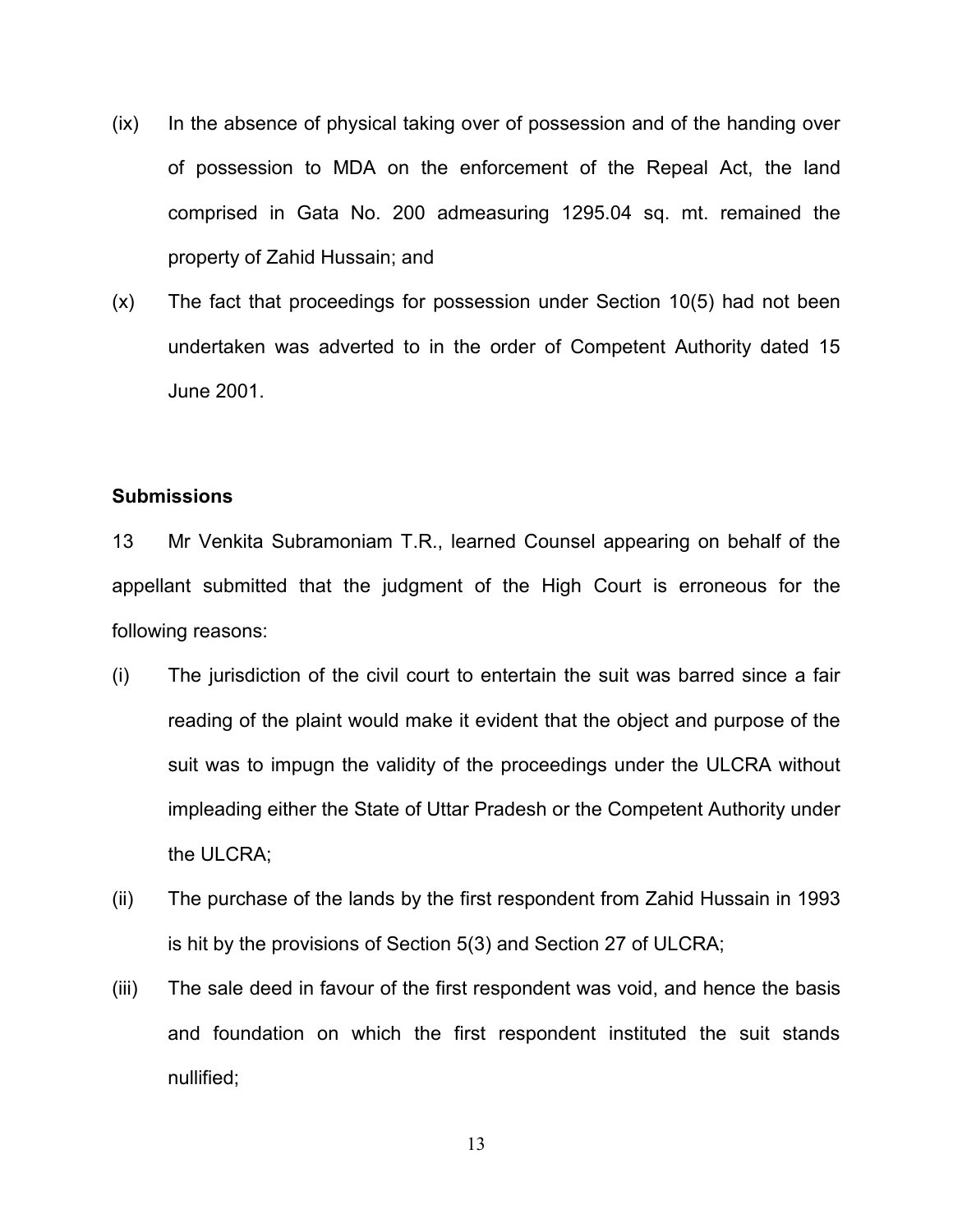(ix) In the absence of physical taking over of possession and of the handing over of possession to MDA on the enforcement of the Repeal Act, the land comprised in Gata No. 200 admeasuring 1295.04 sq. mt. remained the property of Zahid Hussain; and

(x) The fact that proceedings for possession under Section 10(5) had not been undertaken was adverted to in the order of Competent Authority dated 15 June 2001.

**Submissions**

13 Mr Venkita Subramoniam T.R., learned Counsel appearing on behalf of the appellant submitted that the judgment of the High Court is erroneous for the following reasons:

(i) The jurisdiction of the civil court to entertain the suit was barred since a fair reading of the plaint would make it evident that the object and purpose of the suit was to impugn the validity of the proceedings under the ULCRA without impleading either the State of Uttar Pradesh or the Competent Authority under the ULCRA;

(ii) The purchase of the lands by the first respondent from Zahid Hussain in 1993 is hit by the provisions of Section 5(3) and Section 27 of ULCRA;

(iii) The sale deed in favour of the first respondent was void, and hence the basis and foundation on which the first respondent instituted the suit stands nullified;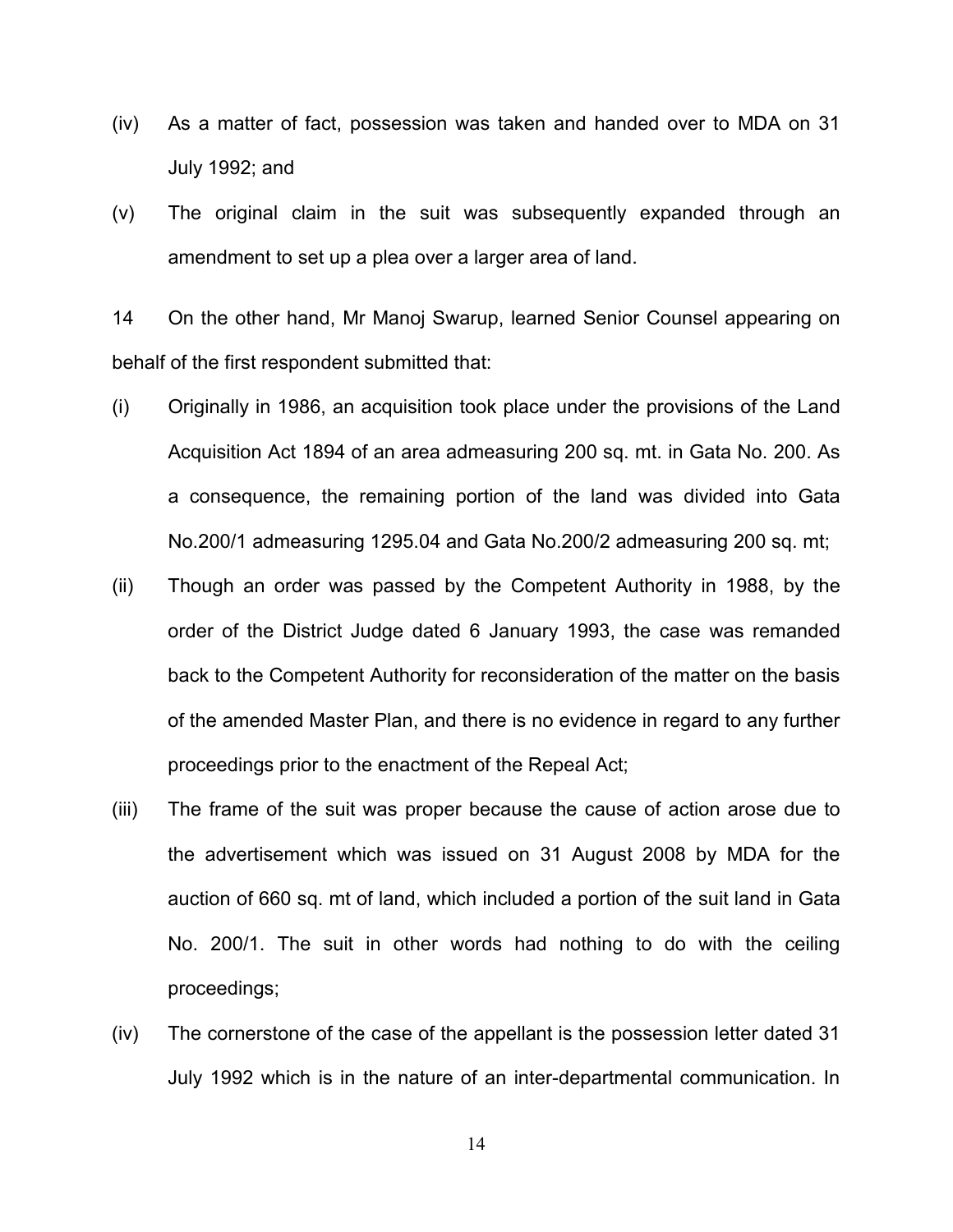(iv) As a matter of fact, possession was taken and handed over to MDA on 31 July 1992; and

(v) The original claim in the suit was subsequently expanded through an amendment to set up a plea over a larger area of land.

14 On the other hand, Mr Manoj Swarup, learned Senior Counsel appearing on behalf of the first respondent submitted that:

(i) Originally in 1986, an acquisition took place under the provisions of the Land Acquisition Act 1894 of an area admeasuring 200 sq. mt. in Gata No. 200. As a consequence, the remaining portion of the land was divided into Gata No.200/1 admeasuring 1295.04 and Gata No.200/2 admeasuring 200 sq. mt;

(ii) Though an order was passed by the Competent Authority in 1988, by the order of the District Judge dated 6 January 1993, the case was remanded back to the Competent Authority for reconsideration of the matter on the basis of the amended Master Plan, and there is no evidence in regard to any further proceedings prior to the enactment of the Repeal Act;

(iii) The frame of the suit was proper because the cause of action arose due to the advertisement which was issued on 31 August 2008 by MDA for the auction of 660 sq. mt of land, which included a portion of the suit land in Gata No. 200/1. The suit in other words had nothing to do with the ceiling proceedings;

(iv) The cornerstone of the case of the appellant is the possession letter dated 31 July 1992 which is in the nature of an inter-departmental communication. In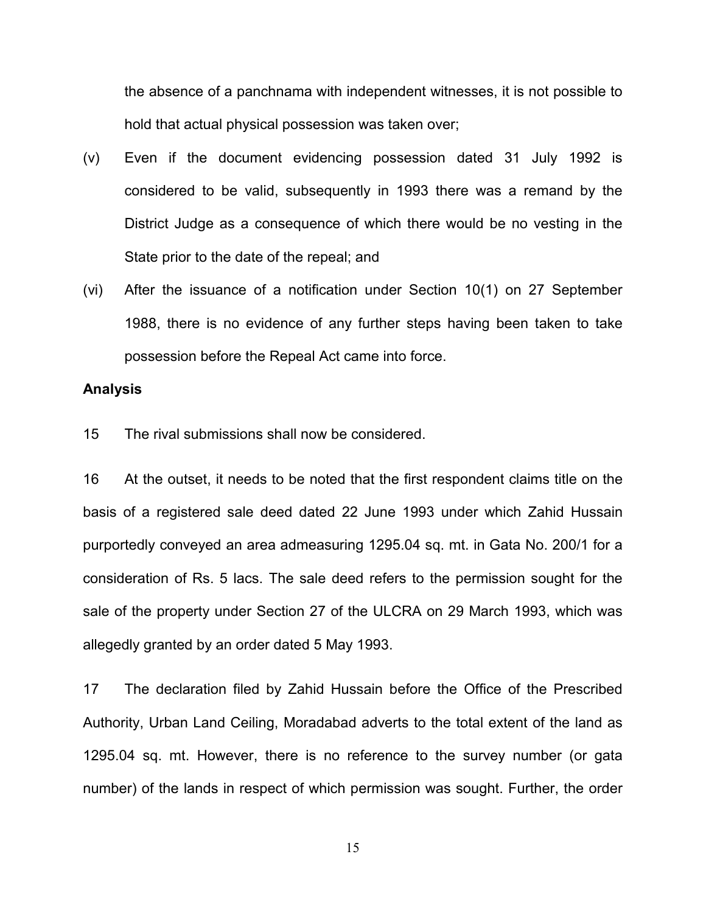the absence of a panchnama with independent witnesses, it is not possible to hold that actual physical possession was taken over;

(v) Even if the document evidencing possession dated 31 July 1992 is considered to be valid, subsequently in 1993 there was a remand by the District Judge as a consequence of which there would be no vesting in the State prior to the date of the repeal; and

(vi) After the issuance of a notification under Section 10(1) on 27 September 1988, there is no evidence of any further steps having been taken to take possession before the Repeal Act came into force.

**Analysis**

15 The rival submissions shall now be considered.

16 At the outset, it needs to be noted that the first respondent claims title on the basis of a registered sale deed dated 22 June 1993 under which Zahid Hussain purportedly conveyed an area admeasuring 1295.04 sq. mt. in Gata No. 200/1 for a consideration of Rs. 5 lacs. The sale deed refers to the permission sought for the sale of the property under Section 27 of the ULCRA on 29 March 1993, which was allegedly granted by an order dated 5 May 1993.

17 The declaration filed by Zahid Hussain before the Office of the Prescribed Authority, Urban Land Ceiling, Moradabad adverts to the total extent of the land as 1295.04 sq. mt. However, there is no reference to the survey number (or gata number) of the lands in respect of which permission was sought. Further, the order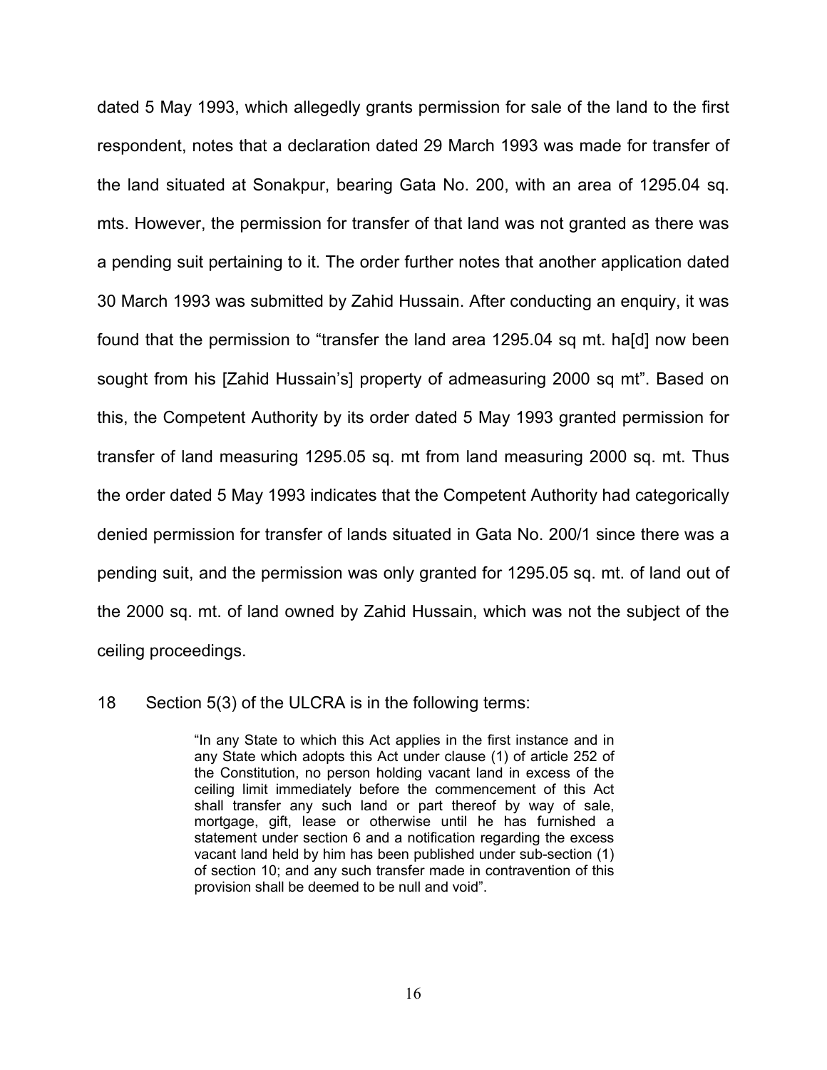dated 5 May 1993, which allegedly grants permission for sale of the land to the first respondent, notes that a declaration dated 29 March 1993 was made for transfer of the land situated at Sonakpur, bearing Gata No. 200, with an area of 1295.04 sq. mts. However, the permission for transfer of that land was not granted as there was a pending suit pertaining to it. The order further notes that another application dated 30 March 1993 was submitted by Zahid Hussain. After conducting an enquiry, it was found that the permission to "transfer the land area 1295.04 sq mt. ha[d] now been sought from his [Zahid Hussain's] property of admeasuring 2000 sq mt". Based on this, the Competent Authority by its order dated 5 May 1993 granted permission for transfer of land measuring 1295.05 sq. mt from land measuring 2000 sq. mt. Thus the order dated 5 May 1993 indicates that the Competent Authority had categorically denied permission for transfer of lands situated in Gata No. 200/1 since there was a pending suit, and the permission was only granted for 1295.05 sq. mt. of land out of the 2000 sq. mt. of land owned by Zahid Hussain, which was not the subject of the ceiling proceedings.

18 Section 5(3) of the ULCRA is in the following terms:

> "In any State to which this Act applies in the first instance and in any State which adopts this Act under clause (1) of article 252 of the Constitution, no person holding vacant land in excess of the ceiling limit immediately before the commencement of this Act shall transfer any such land or part thereof by way of sale, mortgage, gift, lease or otherwise until he has furnished a statement under section 6 and a notification regarding the excess vacant land held by him has been published under sub-section (1) of section 10; and any such transfer made in contravention of this provision shall be deemed to be null and void".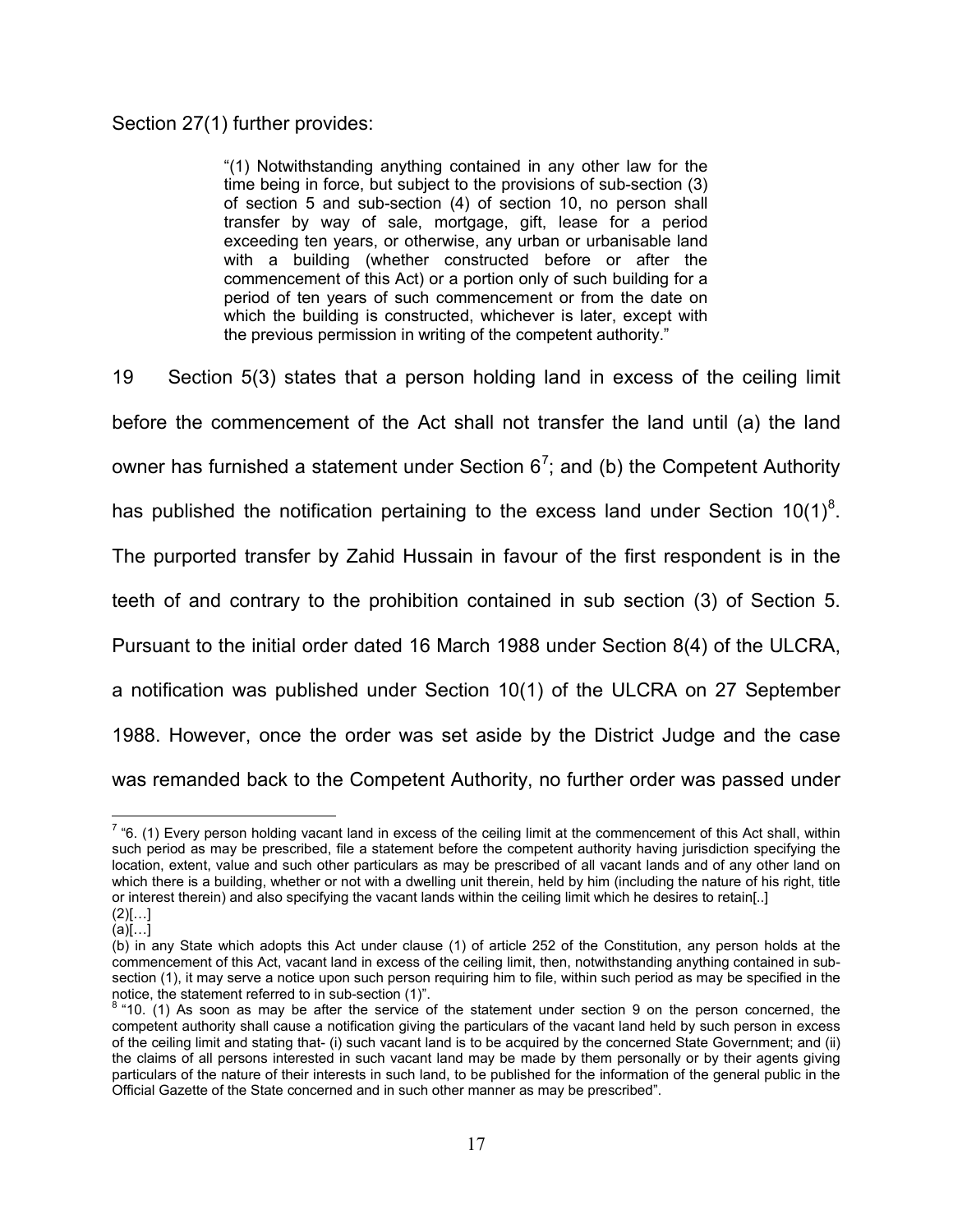Section 27(1) further provides:

> "(1) Notwithstanding anything contained in any other law for the time being in force, but subject to the provisions of sub-section (3) of section 5 and sub-section (4) of section 10, no person shall transfer by way of sale, mortgage, gift, lease for a period exceeding ten years, or otherwise, any urban or urbanisable land with a building (whether constructed before or after the commencement of this Act) or a portion only of such building for a period of ten years of such commencement or from the date on which the building is constructed, whichever is later, except with the previous permission in writing of the competent authority."

19 Section 5(3) states that a person holding land in excess of the ceiling limit before the commencement of the Act shall not transfer the land until (a) the land owner has furnished a statement under Section 6[7]; and (b) the Competent Authority has published the notification pertaining to the excess land under Section 10(1)[8]. The purported transfer by Zahid Hussain in favour of the first respondent is in the teeth of and contrary to the prohibition contained in sub section (3) of Section 5. Pursuant to the initial order dated 16 March 1988 under Section 8(4) of the ULCRA, a notification was published under Section 10(1) of the ULCRA on 27 September 1988. However, once the order was set aside by the District Judge and the case was remanded back to the Competent Authority, no further order was passed under

---

[7] "6. (1) Every person holding vacant land in excess of the ceiling limit at the commencement of this Act shall, within such period as may be prescribed, file a statement before the competent authority having jurisdiction specifying the location, extent, value and such other particulars as may be prescribed of all vacant lands and of any other land on which there is a building, whether or not with a dwelling unit therein, held by him (including the nature of his right, title or interest therein) and also specifying the vacant lands within the ceiling limit which he desires to retain[..]
(2)[…]
(a)[…]
(b) in any State which adopts this Act under clause (1) of article 252 of the Constitution, any person holds at the commencement of this Act, vacant land in excess of the ceiling limit, then, notwithstanding anything contained in sub-section (1), it may serve a notice upon such person requiring him to file, within such period as may be specified in the notice, the statement referred to in sub-section (1)".

[8] "10. (1) As soon as may be after the service of the statement under section 9 on the person concerned, the competent authority shall cause a notification giving the particulars of the vacant land held by such person in excess of the ceiling limit and stating that- (i) such vacant land is to be acquired by the concerned State Government; and (ii) the claims of all persons interested in such vacant land may be made by them personally or by their agents giving particulars of the nature of their interests in such land, to be published for the information of the general public in the Official Gazette of the State concerned and in such other manner as may be prescribed".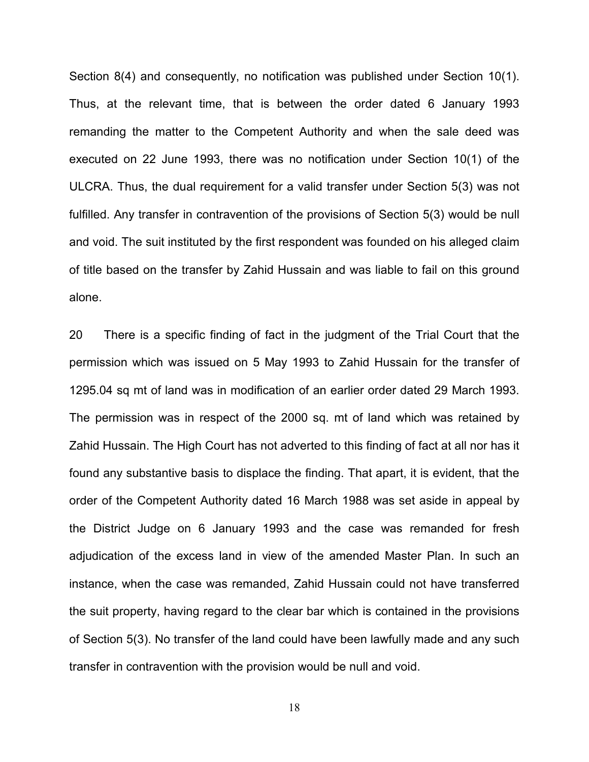Section 8(4) and consequently, no notification was published under Section 10(1). Thus, at the relevant time, that is between the order dated 6 January 1993 remanding the matter to the Competent Authority and when the sale deed was executed on 22 June 1993, there was no notification under Section 10(1) of the ULCRA. Thus, the dual requirement for a valid transfer under Section 5(3) was not fulfilled. Any transfer in contravention of the provisions of Section 5(3) would be null and void. The suit instituted by the first respondent was founded on his alleged claim of title based on the transfer by Zahid Hussain and was liable to fail on this ground alone.

20 There is a specific finding of fact in the judgment of the Trial Court that the permission which was issued on 5 May 1993 to Zahid Hussain for the transfer of 1295.04 sq mt of land was in modification of an earlier order dated 29 March 1993. The permission was in respect of the 2000 sq. mt of land which was retained by Zahid Hussain. The High Court has not adverted to this finding of fact at all nor has it found any substantive basis to displace the finding. That apart, it is evident, that the order of the Competent Authority dated 16 March 1988 was set aside in appeal by the District Judge on 6 January 1993 and the case was remanded for fresh adjudication of the excess land in view of the amended Master Plan. In such an instance, when the case was remanded, Zahid Hussain could not have transferred the suit property, having regard to the clear bar which is contained in the provisions of Section 5(3). No transfer of the land could have been lawfully made and any such transfer in contravention with the provision would be null and void.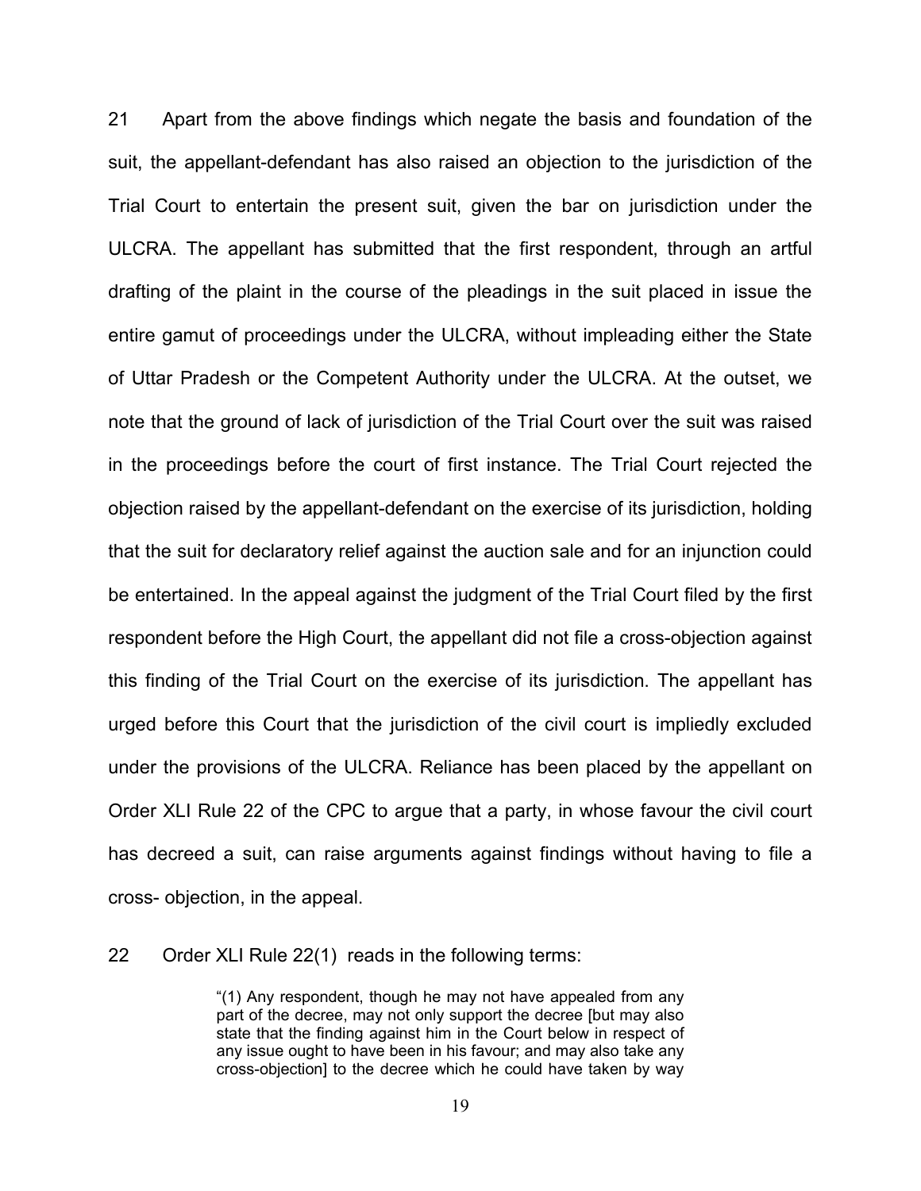21 Apart from the above findings which negate the basis and foundation of the suit, the appellant-defendant has also raised an objection to the jurisdiction of the Trial Court to entertain the present suit, given the bar on jurisdiction under the ULCRA. The appellant has submitted that the first respondent, through an artful drafting of the plaint in the course of the pleadings in the suit placed in issue the entire gamut of proceedings under the ULCRA, without impleading either the State of Uttar Pradesh or the Competent Authority under the ULCRA. At the outset, we note that the ground of lack of jurisdiction of the Trial Court over the suit was raised in the proceedings before the court of first instance. The Trial Court rejected the objection raised by the appellant-defendant on the exercise of its jurisdiction, holding that the suit for declaratory relief against the auction sale and for an injunction could be entertained. In the appeal against the judgment of the Trial Court filed by the first respondent before the High Court, the appellant did not file a cross-objection against this finding of the Trial Court on the exercise of its jurisdiction. The appellant has urged before this Court that the jurisdiction of the civil court is impliedly excluded under the provisions of the ULCRA. Reliance has been placed by the appellant on Order XLI Rule 22 of the CPC to argue that a party, in whose favour the civil court has decreed a suit, can raise arguments against findings without having to file a cross- objection, in the appeal.

22 Order XLI Rule 22(1) reads in the following terms:

> "(1) Any respondent, though he may not have appealed from any part of the decree, may not only support the decree [but may also state that the finding against him in the Court below in respect of any issue ought to have been in his favour; and may also take any cross-objection] to the decree which he could have taken by way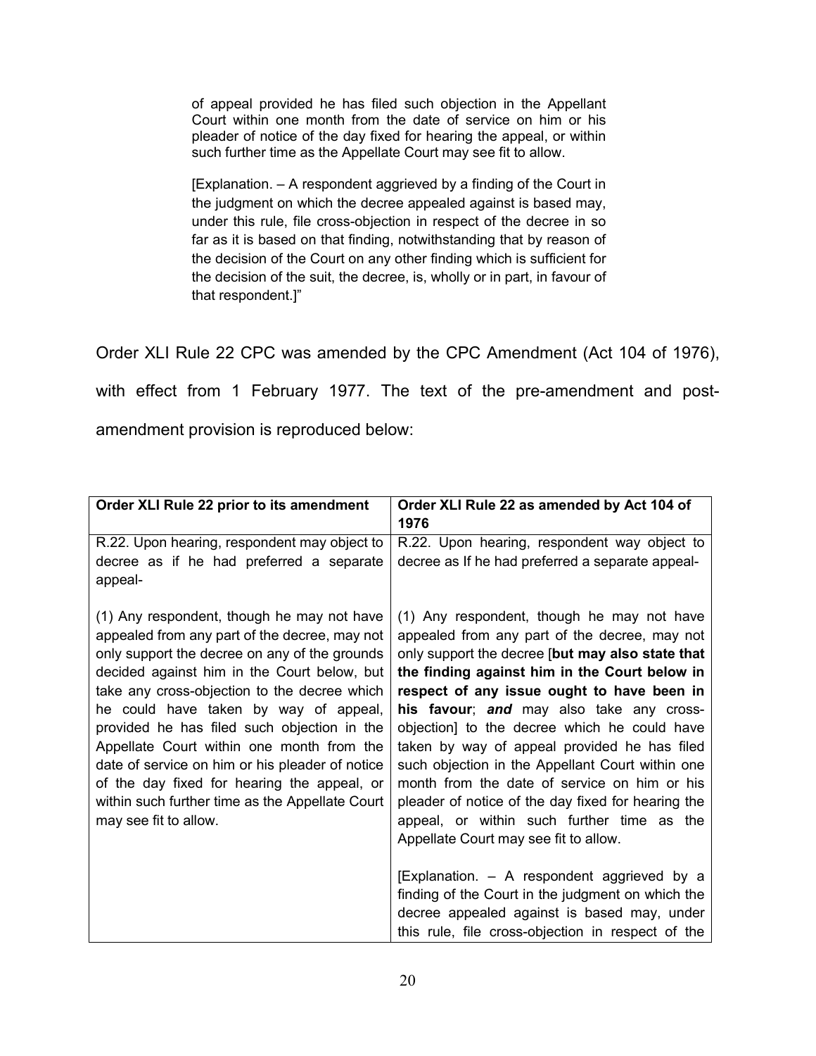> of appeal provided he has filed such objection in the Appellant Court within one month from the date of service on him or his pleader of notice of the day fixed for hearing the appeal, or within such further time as the Appellate Court may see fit to allow.
>
> [Explanation. – A respondent aggrieved by a finding of the Court in the judgment on which the decree appealed against is based may, under this rule, file cross-objection in respect of the decree in so far as it is based on that finding, notwithstanding that by reason of the decision of the Court on any other finding which is sufficient for the decision of the suit, the decree, is, wholly or in part, in favour of that respondent.]"

Order XLI Rule 22 CPC was amended by the CPC Amendment (Act 104 of 1976), with effect from 1 February 1977. The text of the pre-amendment and post-amendment provision is reproduced below:

| Order XLI Rule 22 prior to its amendment | Order XLI Rule 22 as amended by Act 104 of 1976 |
|---|---|
| R.22. Upon hearing, respondent may object to decree as if he had preferred a separate appeal-<br><br>(1) Any respondent, though he may not have appealed from any part of the decree, may not only support the decree on any of the grounds decided against him in the Court below, but take any cross-objection to the decree which he could have taken by way of appeal, provided he has filed such objection in the Appellate Court within one month from the date of service on him or his pleader of notice of the day fixed for hearing the appeal, or within such further time as the Appellate Court may see fit to allow. | R.22. Upon hearing, respondent way object to decree as If he had preferred a separate appeal-<br><br>(1) Any respondent, though he may not have appealed from any part of the decree, may not only support the decree [**but may also state that the finding against him in the Court below in respect of any issue ought to have been in his favour**; ***and*** may also take any cross-objection] to the decree which he could have taken by way of appeal provided he has filed such objection in the Appellant Court within one month from the date of service on him or his pleader of notice of the day fixed for hearing the appeal, or within such further time as the Appellate Court may see fit to allow.<br><br>[Explanation. – A respondent aggrieved by a finding of the Court in the judgment on which the decree appealed against is based may, under this rule, file cross-objection in respect of the |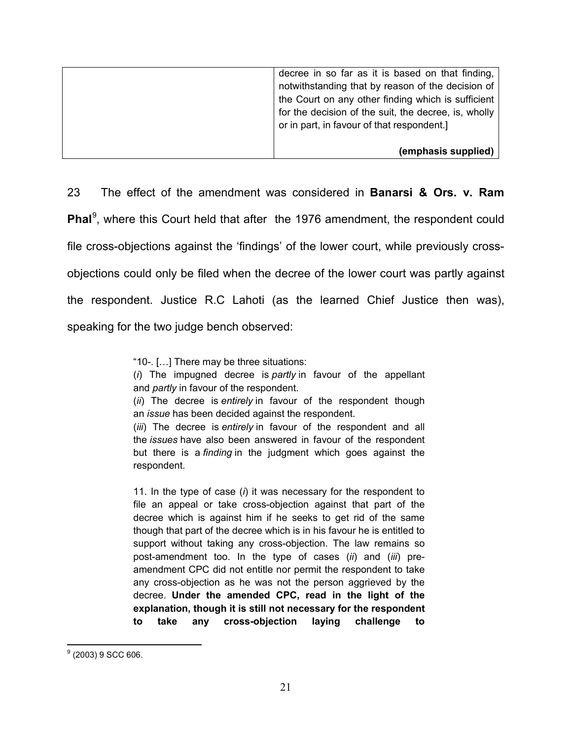| | decree in so far as it is based on that finding, notwithstanding that by reason of the decision of the Court on any other finding which is sufficient for the decision of the suit, the decree, is, wholly or in part, in favour of that respondent.]<br><br>**(emphasis supplied)** |
|---|---|

23 The effect of the amendment was considered in **Banarsi & Ors. v. Ram Phal**[9], where this Court held that after the 1976 amendment, the respondent could file cross-objections against the 'findings' of the lower court, while previously cross-objections could only be filed when the decree of the lower court was partly against the respondent. Justice R.C Lahoti (as the learned Chief Justice then was), speaking for the two judge bench observed:

> "10-. […] There may be three situations:
> (*i*) The impugned decree is *partly* in favour of the appellant and *partly* in favour of the respondent.
> (*ii*) The decree is *entirely* in favour of the respondent though an *issue* has been decided against the respondent.
> (*iii*) The decree is *entirely* in favour of the respondent and all the *issues* have also been answered in favour of the respondent but there is a *finding* in the judgment which goes against the respondent.
>
> 11. In the type of case (*i*) it was necessary for the respondent to file an appeal or take cross-objection against that part of the decree which is against him if he seeks to get rid of the same though that part of the decree which is in his favour he is entitled to support without taking any cross-objection. The law remains so post-amendment too. In the type of cases (*ii*) and (*iii*) pre-amendment CPC did not entitle nor permit the respondent to take any cross-objection as he was not the person aggrieved by the decree. **Under the amended CPC, read in the light of the explanation, though it is still not necessary for the respondent to take any cross-objection laying challenge to**

[9] (2003) 9 SCC 606.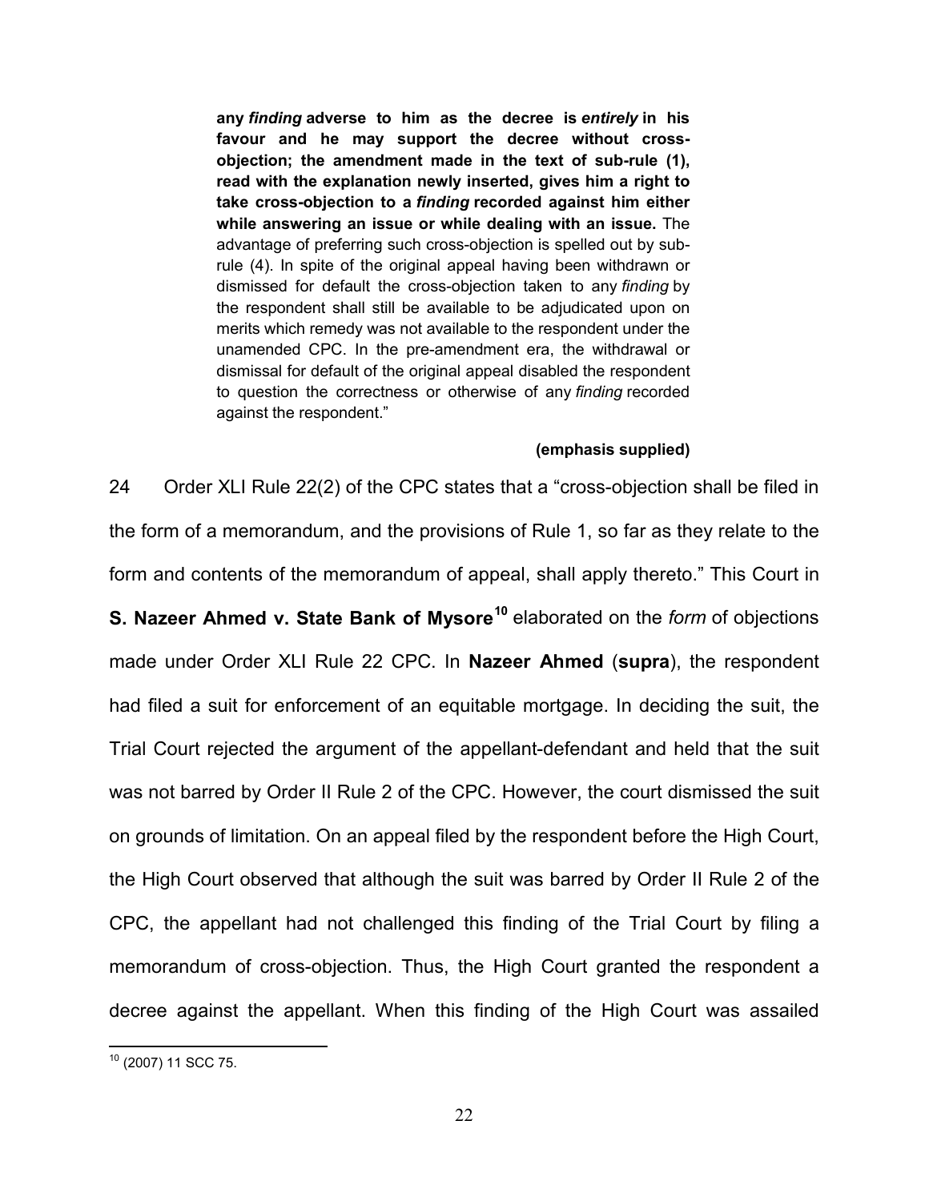> **any *finding* adverse to him as the decree is *entirely* in his favour and he may support the decree without cross-objection; the amendment made in the text of sub-rule (1), read with the explanation newly inserted, gives him a right to take cross-objection to a *finding* recorded against him either while answering an issue or while dealing with an issue.** The advantage of preferring such cross-objection is spelled out by sub-rule (4). In spite of the original appeal having been withdrawn or dismissed for default the cross-objection taken to any *finding* by the respondent shall still be available to be adjudicated upon on merits which remedy was not available to the respondent under the unamended CPC. In the pre-amendment era, the withdrawal or dismissal for default of the original appeal disabled the respondent to question the correctness or otherwise of any *finding* recorded against the respondent."
>
> **(emphasis supplied)**

24 Order XLI Rule 22(2) of the CPC states that a "cross-objection shall be filed in the form of a memorandum, and the provisions of Rule 1, so far as they relate to the form and contents of the memorandum of appeal, shall apply thereto." This Court in **S. Nazeer Ahmed v. State Bank of Mysore**[10] elaborated on the *form* of objections made under Order XLI Rule 22 CPC. In **Nazeer Ahmed** (**supra**), the respondent had filed a suit for enforcement of an equitable mortgage. In deciding the suit, the Trial Court rejected the argument of the appellant-defendant and held that the suit was not barred by Order II Rule 2 of the CPC. However, the court dismissed the suit on grounds of limitation. On an appeal filed by the respondent before the High Court, the High Court observed that although the suit was barred by Order II Rule 2 of the CPC, the appellant had not challenged this finding of the Trial Court by filing a memorandum of cross-objection. Thus, the High Court granted the respondent a decree against the appellant. When this finding of the High Court was assailed

[10] (2007) 11 SCC 75.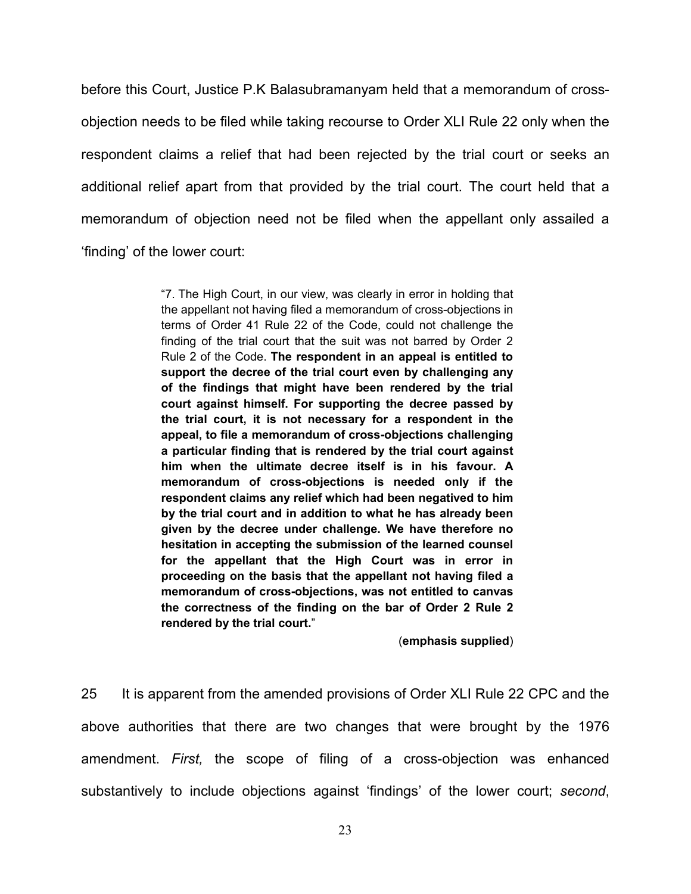before this Court, Justice P.K Balasubramanyam held that a memorandum of cross-objection needs to be filed while taking recourse to Order XLI Rule 22 only when the respondent claims a relief that had been rejected by the trial court or seeks an additional relief apart from that provided by the trial court. The court held that a memorandum of objection need not be filed when the appellant only assailed a 'finding' of the lower court:

> "7. The High Court, in our view, was clearly in error in holding that the appellant not having filed a memorandum of cross-objections in terms of Order 41 Rule 22 of the Code, could not challenge the finding of the trial court that the suit was not barred by Order 2 Rule 2 of the Code. **The respondent in an appeal is entitled to support the decree of the trial court even by challenging any of the findings that might have been rendered by the trial court against himself. For supporting the decree passed by the trial court, it is not necessary for a respondent in the appeal, to file a memorandum of cross-objections challenging a particular finding that is rendered by the trial court against him when the ultimate decree itself is in his favour. A memorandum of cross-objections is needed only if the respondent claims any relief which had been negatived to him by the trial court and in addition to what he has already been given by the decree under challenge. We have therefore no hesitation in accepting the submission of the learned counsel for the appellant that the High Court was in error in proceeding on the basis that the appellant not having filed a memorandum of cross-objections, was not entitled to canvas the correctness of the finding on the bar of Order 2 Rule 2 rendered by the trial court.**"
>
> (**emphasis supplied**)

25 It is apparent from the amended provisions of Order XLI Rule 22 CPC and the above authorities that there are two changes that were brought by the 1976 amendment. *First,* the scope of filing of a cross-objection was enhanced substantively to include objections against 'findings' of the lower court; *second*,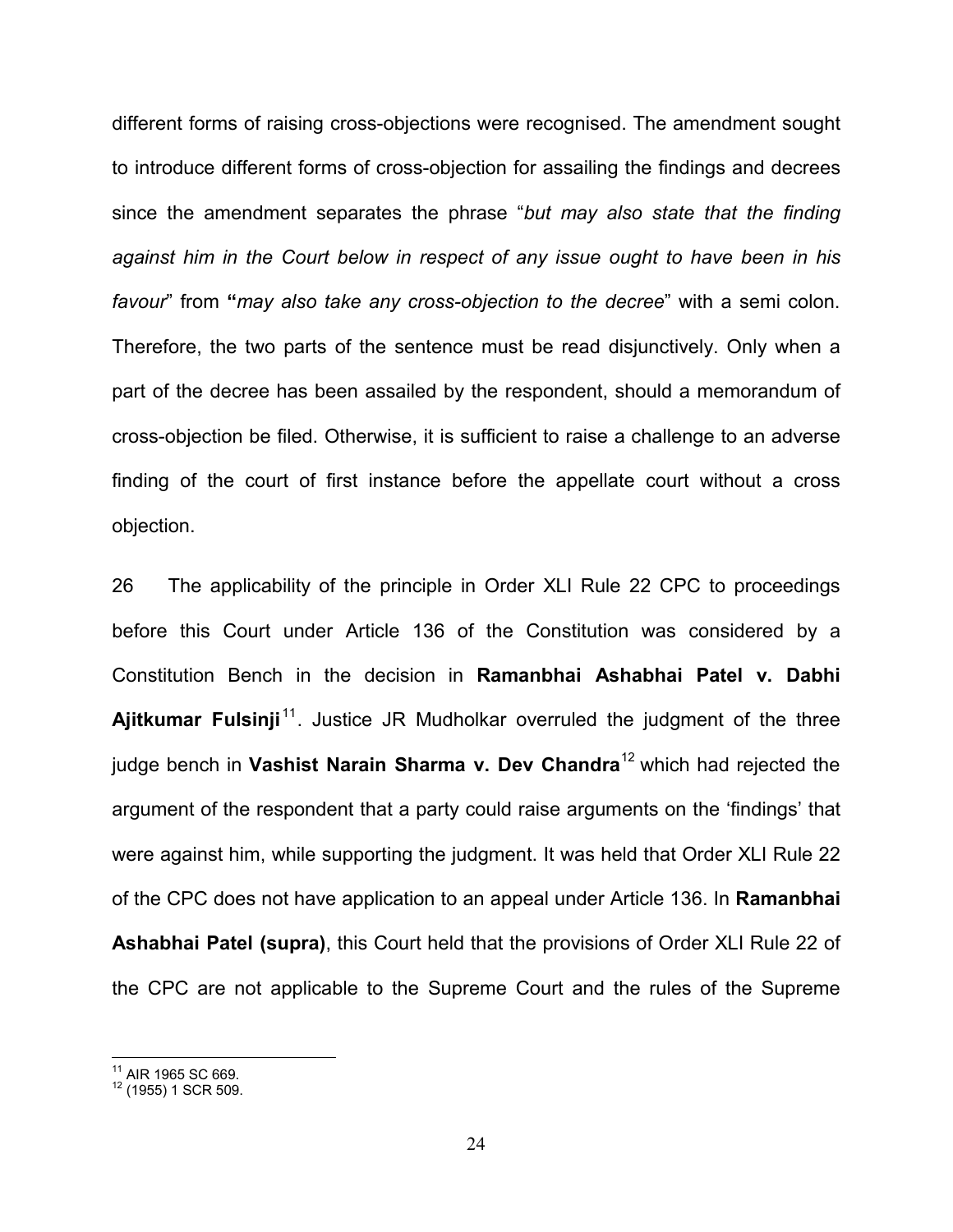different forms of raising cross-objections were recognised. The amendment sought to introduce different forms of cross-objection for assailing the findings and decrees since the amendment separates the phrase "*but may also state that the finding against him in the Court below in respect of any issue ought to have been in his favour*" from **"***may also take any cross-objection to the decree*" with a semi colon. Therefore, the two parts of the sentence must be read disjunctively. Only when a part of the decree has been assailed by the respondent, should a memorandum of cross-objection be filed. Otherwise, it is sufficient to raise a challenge to an adverse finding of the court of first instance before the appellate court without a cross objection.

26 The applicability of the principle in Order XLI Rule 22 CPC to proceedings before this Court under Article 136 of the Constitution was considered by a Constitution Bench in the decision in **Ramanbhai Ashabhai Patel v. Dabhi Ajitkumar Fulsinji**[11]. Justice JR Mudholkar overruled the judgment of the three judge bench in **Vashist Narain Sharma v. Dev Chandra**[12] which had rejected the argument of the respondent that a party could raise arguments on the 'findings' that were against him, while supporting the judgment. It was held that Order XLI Rule 22 of the CPC does not have application to an appeal under Article 136. In **Ramanbhai Ashabhai Patel (supra)**, this Court held that the provisions of Order XLI Rule 22 of the CPC are not applicable to the Supreme Court and the rules of the Supreme

---

[11] AIR 1965 SC 669.

[12] (1955) 1 SCR 509.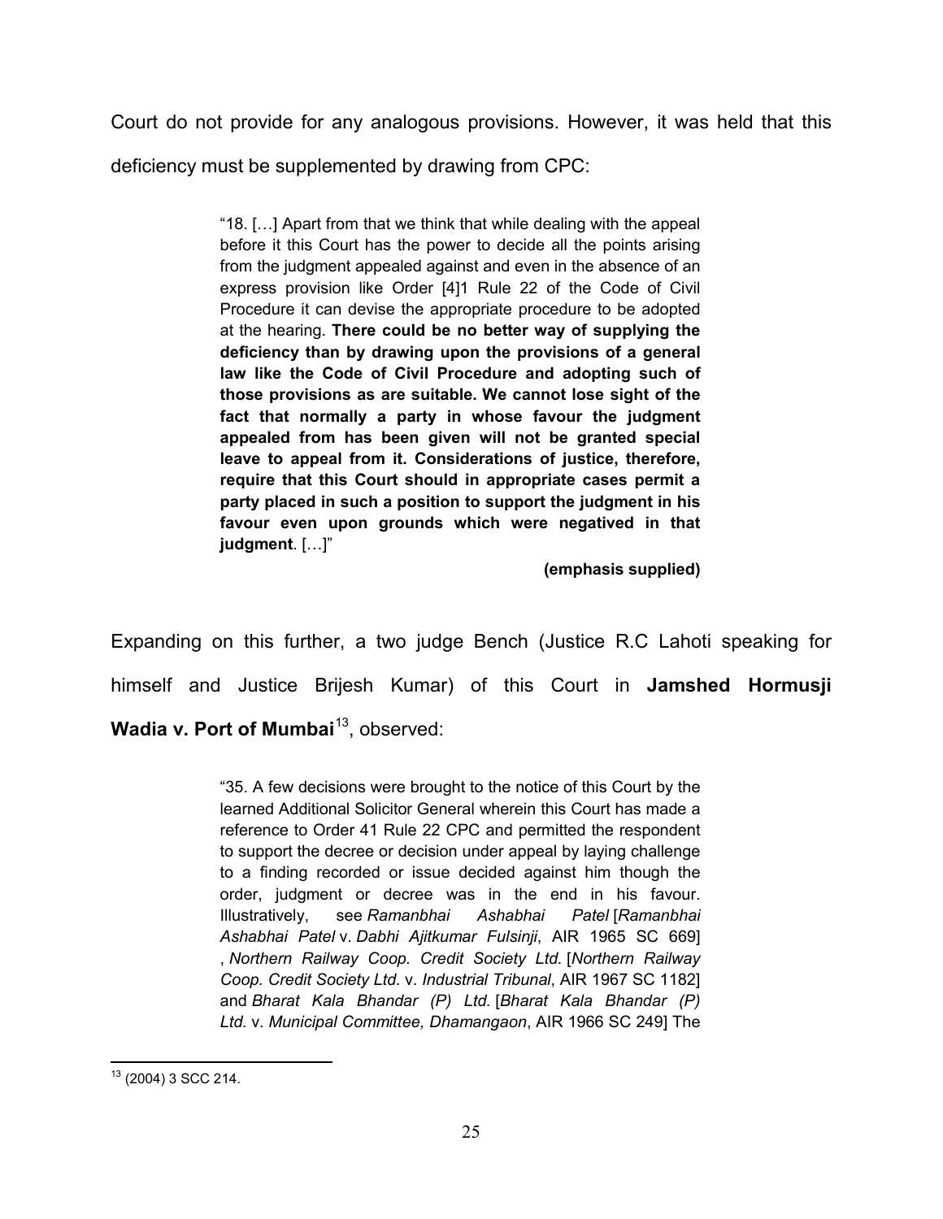Court do not provide for any analogous provisions. However, it was held that this deficiency must be supplemented by drawing from CPC:

> "18. […] Apart from that we think that while dealing with the appeal before it this Court has the power to decide all the points arising from the judgment appealed against and even in the absence of an express provision like Order [4]1 Rule 22 of the Code of Civil Procedure it can devise the appropriate procedure to be adopted at the hearing. **There could be no better way of supplying the deficiency than by drawing upon the provisions of a general law like the Code of Civil Procedure and adopting such of those provisions as are suitable. We cannot lose sight of the fact that normally a party in whose favour the judgment appealed from has been given will not be granted special leave to appeal from it. Considerations of justice, therefore, require that this Court should in appropriate cases permit a party placed in such a position to support the judgment in his favour even upon grounds which were negatived in that judgment**. […]"
>
> **(emphasis supplied)**

Expanding on this further, a two judge Bench (Justice R.C Lahoti speaking for himself and Justice Brijesh Kumar) of this Court in **Jamshed Hormusji Wadia v. Port of Mumbai**[13], observed:

> "35. A few decisions were brought to the notice of this Court by the learned Additional Solicitor General wherein this Court has made a reference to Order 41 Rule 22 CPC and permitted the respondent to support the decree or decision under appeal by laying challenge to a finding recorded or issue decided against him though the order, judgment or decree was in the end in his favour. Illustratively, see *Ramanbhai Ashabhai Patel* [*Ramanbhai Ashabhai Patel* v. *Dabhi Ajitkumar Fulsinji*, AIR 1965 SC 669] , *Northern Railway Coop. Credit Society Ltd.* [*Northern Railway Coop. Credit Society Ltd.* v. *Industrial Tribunal*, AIR 1967 SC 1182] and *Bharat Kala Bhandar (P) Ltd.* [*Bharat Kala Bhandar (P) Ltd.* v. *Municipal Committee, Dhamangaon*, AIR 1966 SC 249] The

---

[13] (2004) 3 SCC 214.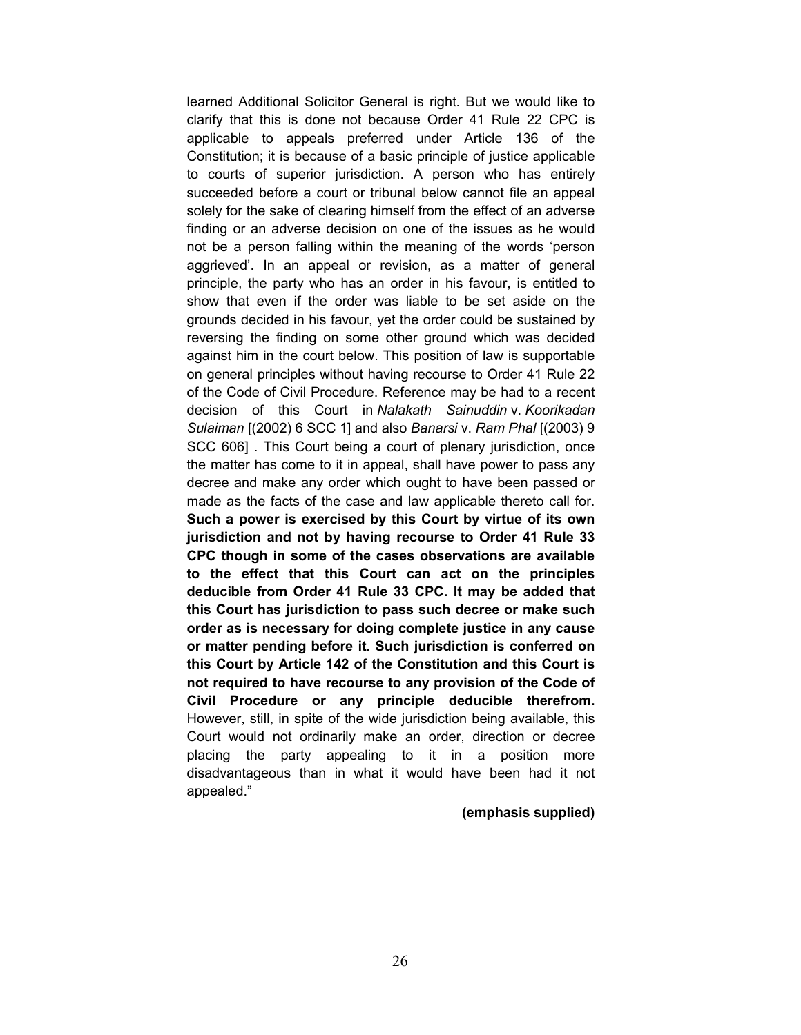learned Additional Solicitor General is right. But we would like to clarify that this is done not because Order 41 Rule 22 CPC is applicable to appeals preferred under Article 136 of the Constitution; it is because of a basic principle of justice applicable to courts of superior jurisdiction. A person who has entirely succeeded before a court or tribunal below cannot file an appeal solely for the sake of clearing himself from the effect of an adverse finding or an adverse decision on one of the issues as he would not be a person falling within the meaning of the words 'person aggrieved'. In an appeal or revision, as a matter of general principle, the party who has an order in his favour, is entitled to show that even if the order was liable to be set aside on the grounds decided in his favour, yet the order could be sustained by reversing the finding on some other ground which was decided against him in the court below. This position of law is supportable on general principles without having recourse to Order 41 Rule 22 of the Code of Civil Procedure. Reference may be had to a recent decision of this Court in *Nalakath Sainuddin* v. *Koorikadan Sulaiman* [(2002) 6 SCC 1] and also *Banarsi* v. *Ram Phal* [(2003) 9 SCC 606] . This Court being a court of plenary jurisdiction, once the matter has come to it in appeal, shall have power to pass any decree and make any order which ought to have been passed or made as the facts of the case and law applicable thereto call for. **Such a power is exercised by this Court by virtue of its own jurisdiction and not by having recourse to Order 41 Rule 33 CPC though in some of the cases observations are available to the effect that this Court can act on the principles deducible from Order 41 Rule 33 CPC. It may be added that this Court has jurisdiction to pass such decree or make such order as is necessary for doing complete justice in any cause or matter pending before it. Such jurisdiction is conferred on this Court by Article 142 of the Constitution and this Court is not required to have recourse to any provision of the Code of Civil Procedure or any principle deducible therefrom.** However, still, in spite of the wide jurisdiction being available, this Court would not ordinarily make an order, direction or decree placing the party appealing to it in a position more disadvantageous than in what it would have been had it not appealed."

**(emphasis supplied)**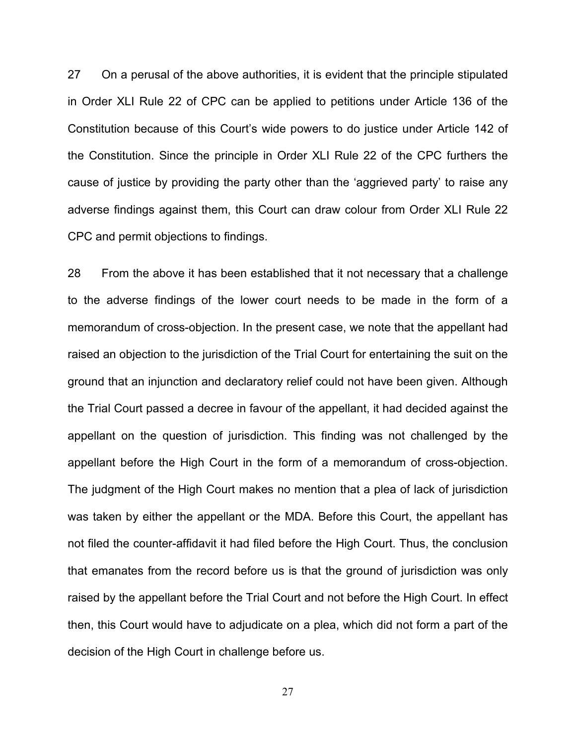27 On a perusal of the above authorities, it is evident that the principle stipulated in Order XLI Rule 22 of CPC can be applied to petitions under Article 136 of the Constitution because of this Court's wide powers to do justice under Article 142 of the Constitution. Since the principle in Order XLI Rule 22 of the CPC furthers the cause of justice by providing the party other than the 'aggrieved party' to raise any adverse findings against them, this Court can draw colour from Order XLI Rule 22 CPC and permit objections to findings.

28 From the above it has been established that it not necessary that a challenge to the adverse findings of the lower court needs to be made in the form of a memorandum of cross-objection. In the present case, we note that the appellant had raised an objection to the jurisdiction of the Trial Court for entertaining the suit on the ground that an injunction and declaratory relief could not have been given. Although the Trial Court passed a decree in favour of the appellant, it had decided against the appellant on the question of jurisdiction. This finding was not challenged by the appellant before the High Court in the form of a memorandum of cross-objection. The judgment of the High Court makes no mention that a plea of lack of jurisdiction was taken by either the appellant or the MDA. Before this Court, the appellant has not filed the counter-affidavit it had filed before the High Court. Thus, the conclusion that emanates from the record before us is that the ground of jurisdiction was only raised by the appellant before the Trial Court and not before the High Court. In effect then, this Court would have to adjudicate on a plea, which did not form a part of the decision of the High Court in challenge before us.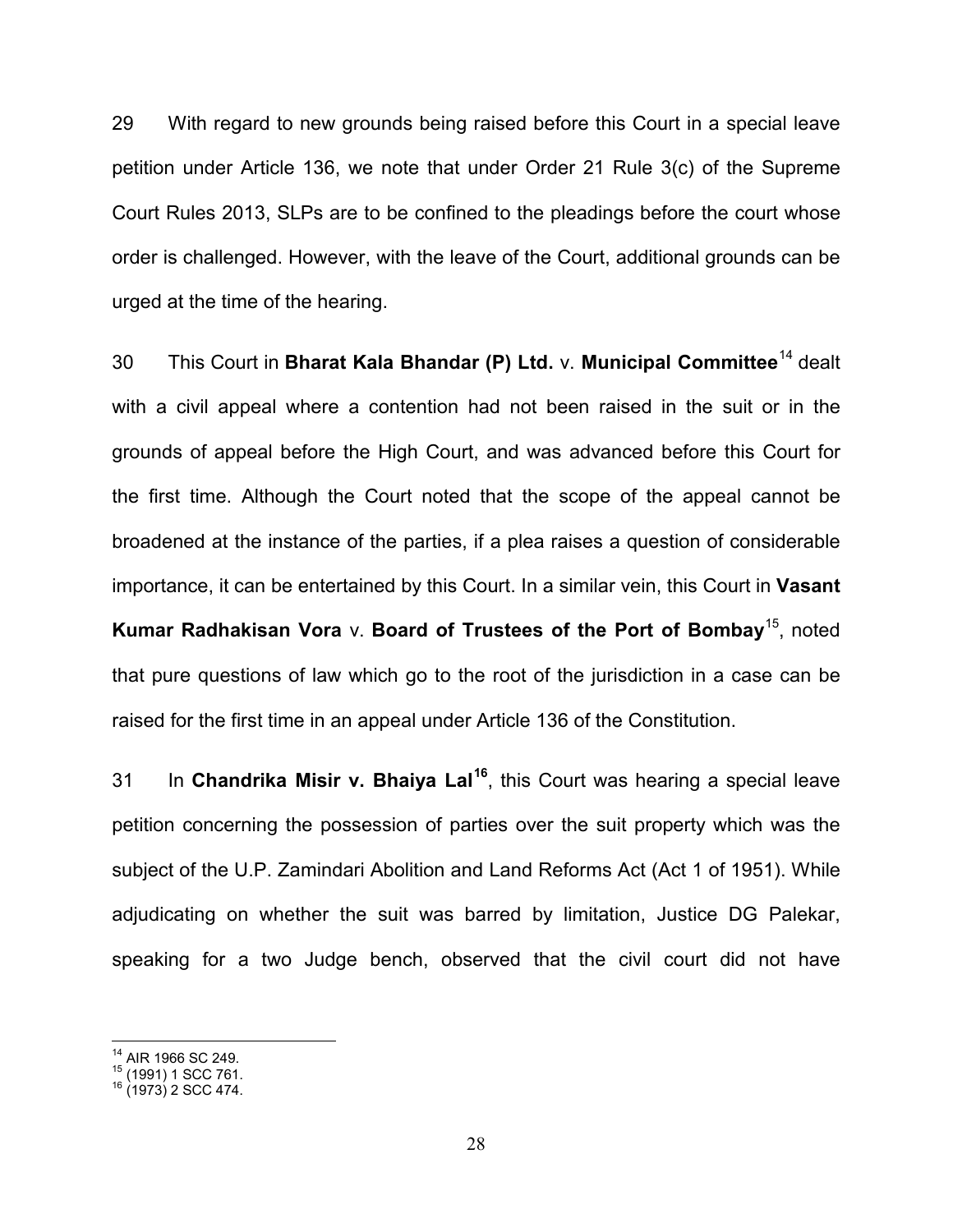29 With regard to new grounds being raised before this Court in a special leave petition under Article 136, we note that under Order 21 Rule 3(c) of the Supreme Court Rules 2013, SLPs are to be confined to the pleadings before the court whose order is challenged. However, with the leave of the Court, additional grounds can be urged at the time of the hearing.

30 This Court in **Bharat Kala Bhandar (P) Ltd.** v. **Municipal Committee**[14] dealt with a civil appeal where a contention had not been raised in the suit or in the grounds of appeal before the High Court, and was advanced before this Court for the first time. Although the Court noted that the scope of the appeal cannot be broadened at the instance of the parties, if a plea raises a question of considerable importance, it can be entertained by this Court. In a similar vein, this Court in **Vasant Kumar Radhakisan Vora** v. **Board of Trustees of the Port of Bombay**[15], noted that pure questions of law which go to the root of the jurisdiction in a case can be raised for the first time in an appeal under Article 136 of the Constitution.

31 In **Chandrika Misir v. Bhaiya Lal**[16], this Court was hearing a special leave petition concerning the possession of parties over the suit property which was the subject of the U.P. Zamindari Abolition and Land Reforms Act (Act 1 of 1951). While adjudicating on whether the suit was barred by limitation, Justice DG Palekar, speaking for a two Judge bench, observed that the civil court did not have

---

[14] AIR 1966 SC 249.
[15] (1991) 1 SCC 761.
[16] (1973) 2 SCC 474.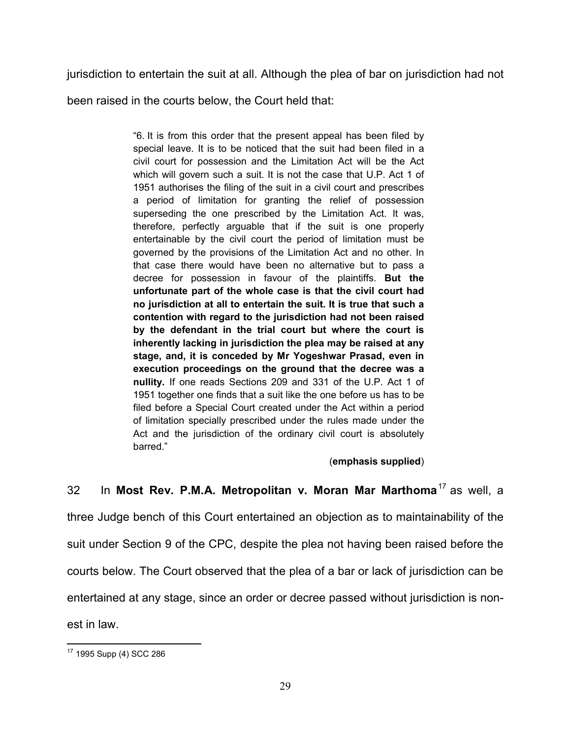jurisdiction to entertain the suit at all. Although the plea of bar on jurisdiction had not been raised in the courts below, the Court held that:

> "6. It is from this order that the present appeal has been filed by special leave. It is to be noticed that the suit had been filed in a civil court for possession and the Limitation Act will be the Act which will govern such a suit. It is not the case that U.P. Act 1 of 1951 authorises the filing of the suit in a civil court and prescribes a period of limitation for granting the relief of possession superseding the one prescribed by the Limitation Act. It was, therefore, perfectly arguable that if the suit is one properly entertainable by the civil court the period of limitation must be governed by the provisions of the Limitation Act and no other. In that case there would have been no alternative but to pass a decree for possession in favour of the plaintiffs. **But the unfortunate part of the whole case is that the civil court had no jurisdiction at all to entertain the suit. It is true that such a contention with regard to the jurisdiction had not been raised by the defendant in the trial court but where the court is inherently lacking in jurisdiction the plea may be raised at any stage, and, it is conceded by Mr Yogeshwar Prasad, even in execution proceedings on the ground that the decree was a nullity.** If one reads Sections 209 and 331 of the U.P. Act 1 of 1951 together one finds that a suit like the one before us has to be filed before a Special Court created under the Act within a period of limitation specially prescribed under the rules made under the Act and the jurisdiction of the ordinary civil court is absolutely barred."
>
> (**emphasis supplied**)

32 In **Most Rev. P.M.A. Metropolitan v. Moran Mar Marthoma**[17] as well, a three Judge bench of this Court entertained an objection as to maintainability of the suit under Section 9 of the CPC, despite the plea not having been raised before the courts below. The Court observed that the plea of a bar or lack of jurisdiction can be entertained at any stage, since an order or decree passed without jurisdiction is non-est in law.

---

[17] 1995 Supp (4) SCC 286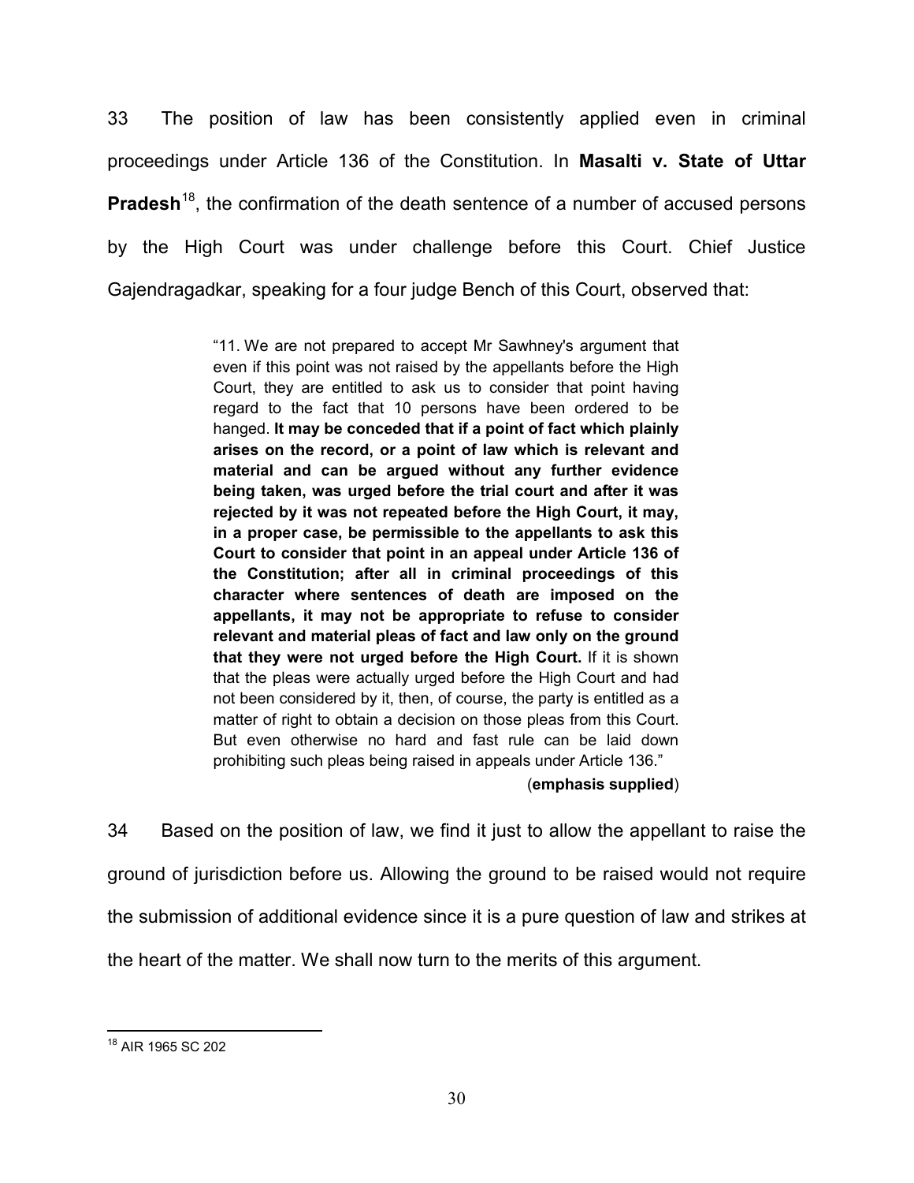33 The position of law has been consistently applied even in criminal proceedings under Article 136 of the Constitution. In **Masalti v. State of Uttar Pradesh**[18], the confirmation of the death sentence of a number of accused persons by the High Court was under challenge before this Court. Chief Justice Gajendragadkar, speaking for a four judge Bench of this Court, observed that:

> "11. We are not prepared to accept Mr Sawhney's argument that even if this point was not raised by the appellants before the High Court, they are entitled to ask us to consider that point having regard to the fact that 10 persons have been ordered to be hanged. **It may be conceded that if a point of fact which plainly arises on the record, or a point of law which is relevant and material and can be argued without any further evidence being taken, was urged before the trial court and after it was rejected by it was not repeated before the High Court, it may, in a proper case, be permissible to the appellants to ask this Court to consider that point in an appeal under Article 136 of the Constitution; after all in criminal proceedings of this character where sentences of death are imposed on the appellants, it may not be appropriate to refuse to consider relevant and material pleas of fact and law only on the ground that they were not urged before the High Court.** If it is shown that the pleas were actually urged before the High Court and had not been considered by it, then, of course, the party is entitled as a matter of right to obtain a decision on those pleas from this Court. But even otherwise no hard and fast rule can be laid down prohibiting such pleas being raised in appeals under Article 136."
>
> (**emphasis supplied**)

34 Based on the position of law, we find it just to allow the appellant to raise the ground of jurisdiction before us. Allowing the ground to be raised would not require the submission of additional evidence since it is a pure question of law and strikes at the heart of the matter. We shall now turn to the merits of this argument.

---

[18] AIR 1965 SC 202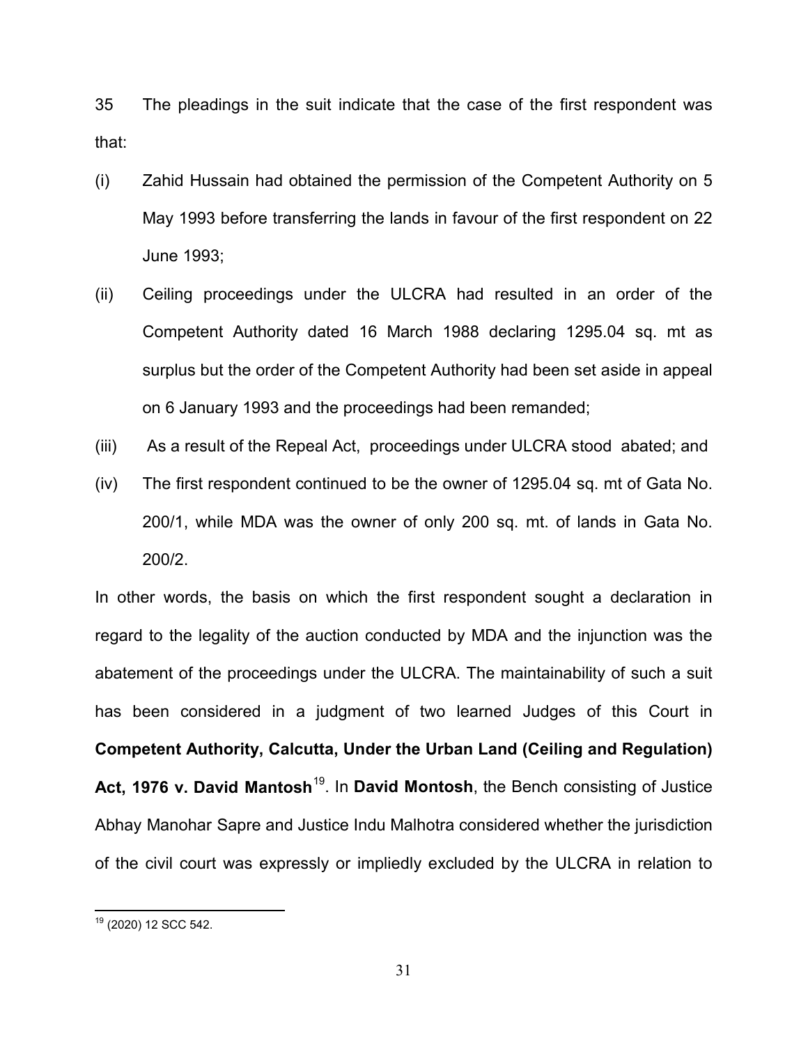35 The pleadings in the suit indicate that the case of the first respondent was that:

(i) Zahid Hussain had obtained the permission of the Competent Authority on 5 May 1993 before transferring the lands in favour of the first respondent on 22 June 1993;

(ii) Ceiling proceedings under the ULCRA had resulted in an order of the Competent Authority dated 16 March 1988 declaring 1295.04 sq. mt as surplus but the order of the Competent Authority had been set aside in appeal on 6 January 1993 and the proceedings had been remanded;

(iii) As a result of the Repeal Act, proceedings under ULCRA stood abated; and

(iv) The first respondent continued to be the owner of 1295.04 sq. mt of Gata No. 200/1, while MDA was the owner of only 200 sq. mt. of lands in Gata No. 200/2.

In other words, the basis on which the first respondent sought a declaration in regard to the legality of the auction conducted by MDA and the injunction was the abatement of the proceedings under the ULCRA. The maintainability of such a suit has been considered in a judgment of two learned Judges of this Court in **Competent Authority, Calcutta, Under the Urban Land (Ceiling and Regulation) Act, 1976 v. David Mantosh**[19]. In **David Montosh**, the Bench consisting of Justice Abhay Manohar Sapre and Justice Indu Malhotra considered whether the jurisdiction of the civil court was expressly or impliedly excluded by the ULCRA in relation to

[19] (2020) 12 SCC 542.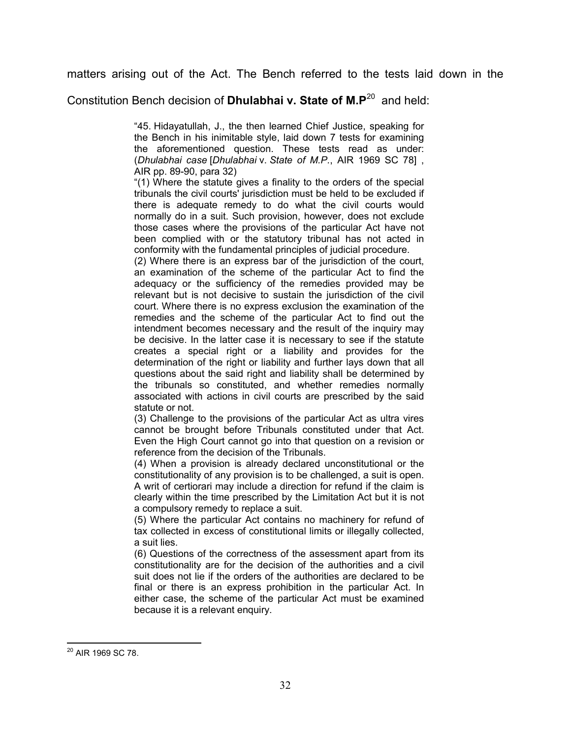matters arising out of the Act. The Bench referred to the tests laid down in the Constitution Bench decision of **Dhulabhai v. State of M.P**[20] and held:

> "45. Hidayatullah, J., the then learned Chief Justice, speaking for the Bench in his inimitable style, laid down 7 tests for examining the aforementioned question. These tests read as under: (*Dhulabhai case* [*Dhulabhai* v. *State of M.P.*, AIR 1969 SC 78] , AIR pp. 89-90, para 32)
>
> "(1) Where the statute gives a finality to the orders of the special tribunals the civil courts' jurisdiction must be held to be excluded if there is adequate remedy to do what the civil courts would normally do in a suit. Such provision, however, does not exclude those cases where the provisions of the particular Act have not been complied with or the statutory tribunal has not acted in conformity with the fundamental principles of judicial procedure.
>
> (2) Where there is an express bar of the jurisdiction of the court, an examination of the scheme of the particular Act to find the adequacy or the sufficiency of the remedies provided may be relevant but is not decisive to sustain the jurisdiction of the civil court. Where there is no express exclusion the examination of the remedies and the scheme of the particular Act to find out the intendment becomes necessary and the result of the inquiry may be decisive. In the latter case it is necessary to see if the statute creates a special right or a liability and provides for the determination of the right or liability and further lays down that all questions about the said right and liability shall be determined by the tribunals so constituted, and whether remedies normally associated with actions in civil courts are prescribed by the said statute or not.
>
> (3) Challenge to the provisions of the particular Act as ultra vires cannot be brought before Tribunals constituted under that Act. Even the High Court cannot go into that question on a revision or reference from the decision of the Tribunals.
>
> (4) When a provision is already declared unconstitutional or the constitutionality of any provision is to be challenged, a suit is open. A writ of certiorari may include a direction for refund if the claim is clearly within the time prescribed by the Limitation Act but it is not a compulsory remedy to replace a suit.
>
> (5) Where the particular Act contains no machinery for refund of tax collected in excess of constitutional limits or illegally collected, a suit lies.
>
> (6) Questions of the correctness of the assessment apart from its constitutionality are for the decision of the authorities and a civil suit does not lie if the orders of the authorities are declared to be final or there is an express prohibition in the particular Act. In either case, the scheme of the particular Act must be examined because it is a relevant enquiry.

---

[20] AIR 1969 SC 78.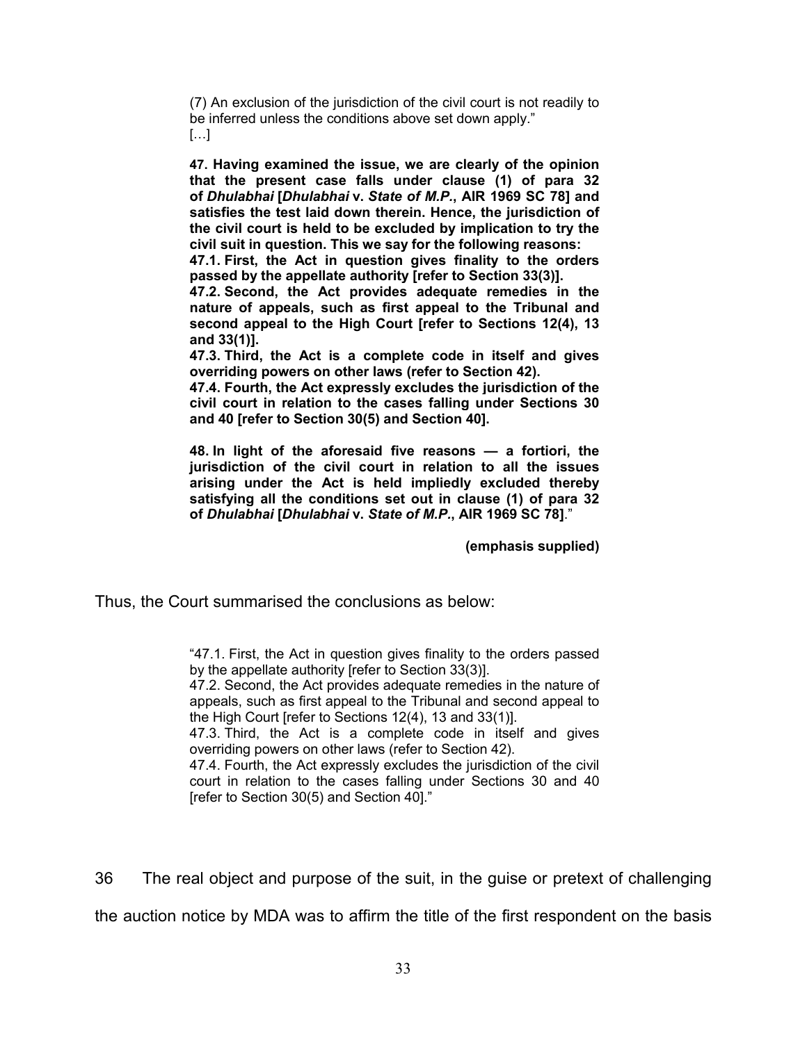> (7) An exclusion of the jurisdiction of the civil court is not readily to be inferred unless the conditions above set down apply."
> […]
>
> **47. Having examined the issue, we are clearly of the opinion that the present case falls under clause (1) of para 32 of *Dhulabhai* [*Dhulabhai* v. *State of M.P.*, AIR 1969 SC 78] and satisfies the test laid down therein. Hence, the jurisdiction of the civil court is held to be excluded by implication to try the civil suit in question. This we say for the following reasons:**
> **47.1. First, the Act in question gives finality to the orders passed by the appellate authority [refer to Section 33(3)].**
> **47.2. Second, the Act provides adequate remedies in the nature of appeals, such as first appeal to the Tribunal and second appeal to the High Court [refer to Sections 12(4), 13 and 33(1)].**
> **47.3. Third, the Act is a complete code in itself and gives overriding powers on other laws (refer to Section 42).**
> **47.4. Fourth, the Act expressly excludes the jurisdiction of the civil court in relation to the cases falling under Sections 30 and 40 [refer to Section 30(5) and Section 40].**
>
> **48. In light of the aforesaid five reasons — a fortiori, the jurisdiction of the civil court in relation to all the issues arising under the Act is held impliedly excluded thereby satisfying all the conditions set out in clause (1) of para 32 of *Dhulabhai* [*Dhulabhai* v. *State of M.P.*, AIR 1969 SC 78].**"
>
> **(emphasis supplied)**

Thus, the Court summarised the conclusions as below:

> "47.1. First, the Act in question gives finality to the orders passed by the appellate authority [refer to Section 33(3)].
> 47.2. Second, the Act provides adequate remedies in the nature of appeals, such as first appeal to the Tribunal and second appeal to the High Court [refer to Sections 12(4), 13 and 33(1)].
> 47.3. Third, the Act is a complete code in itself and gives overriding powers on other laws (refer to Section 42).
> 47.4. Fourth, the Act expressly excludes the jurisdiction of the civil court in relation to the cases falling under Sections 30 and 40 [refer to Section 30(5) and Section 40]."

36 The real object and purpose of the suit, in the guise or pretext of challenging the auction notice by MDA was to affirm the title of the first respondent on the basis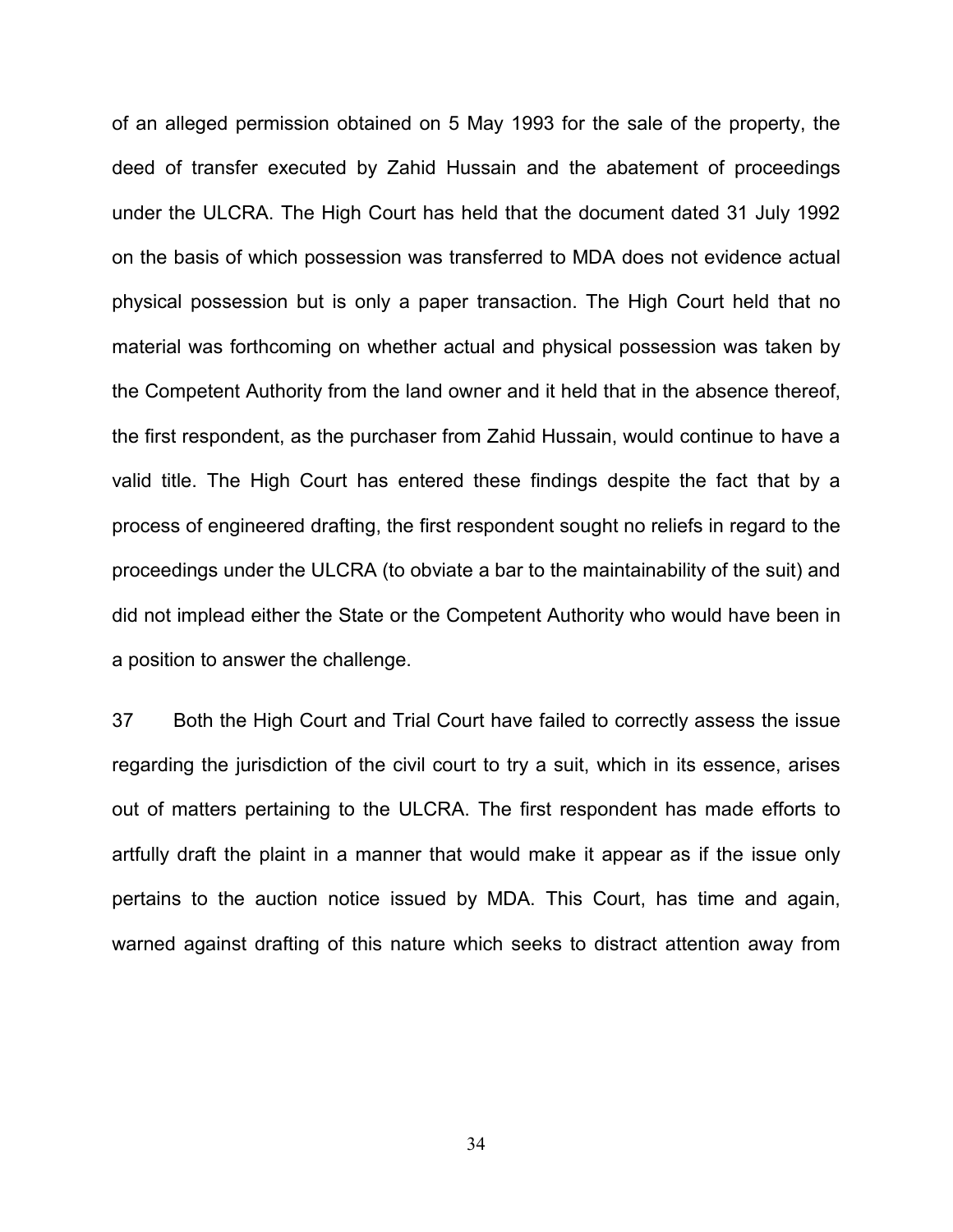of an alleged permission obtained on 5 May 1993 for the sale of the property, the deed of transfer executed by Zahid Hussain and the abatement of proceedings under the ULCRA. The High Court has held that the document dated 31 July 1992 on the basis of which possession was transferred to MDA does not evidence actual physical possession but is only a paper transaction. The High Court held that no material was forthcoming on whether actual and physical possession was taken by the Competent Authority from the land owner and it held that in the absence thereof, the first respondent, as the purchaser from Zahid Hussain, would continue to have a valid title. The High Court has entered these findings despite the fact that by a process of engineered drafting, the first respondent sought no reliefs in regard to the proceedings under the ULCRA (to obviate a bar to the maintainability of the suit) and did not implead either the State or the Competent Authority who would have been in a position to answer the challenge.

37 Both the High Court and Trial Court have failed to correctly assess the issue regarding the jurisdiction of the civil court to try a suit, which in its essence, arises out of matters pertaining to the ULCRA. The first respondent has made efforts to artfully draft the plaint in a manner that would make it appear as if the issue only pertains to the auction notice issued by MDA. This Court, has time and again, warned against drafting of this nature which seeks to distract attention away from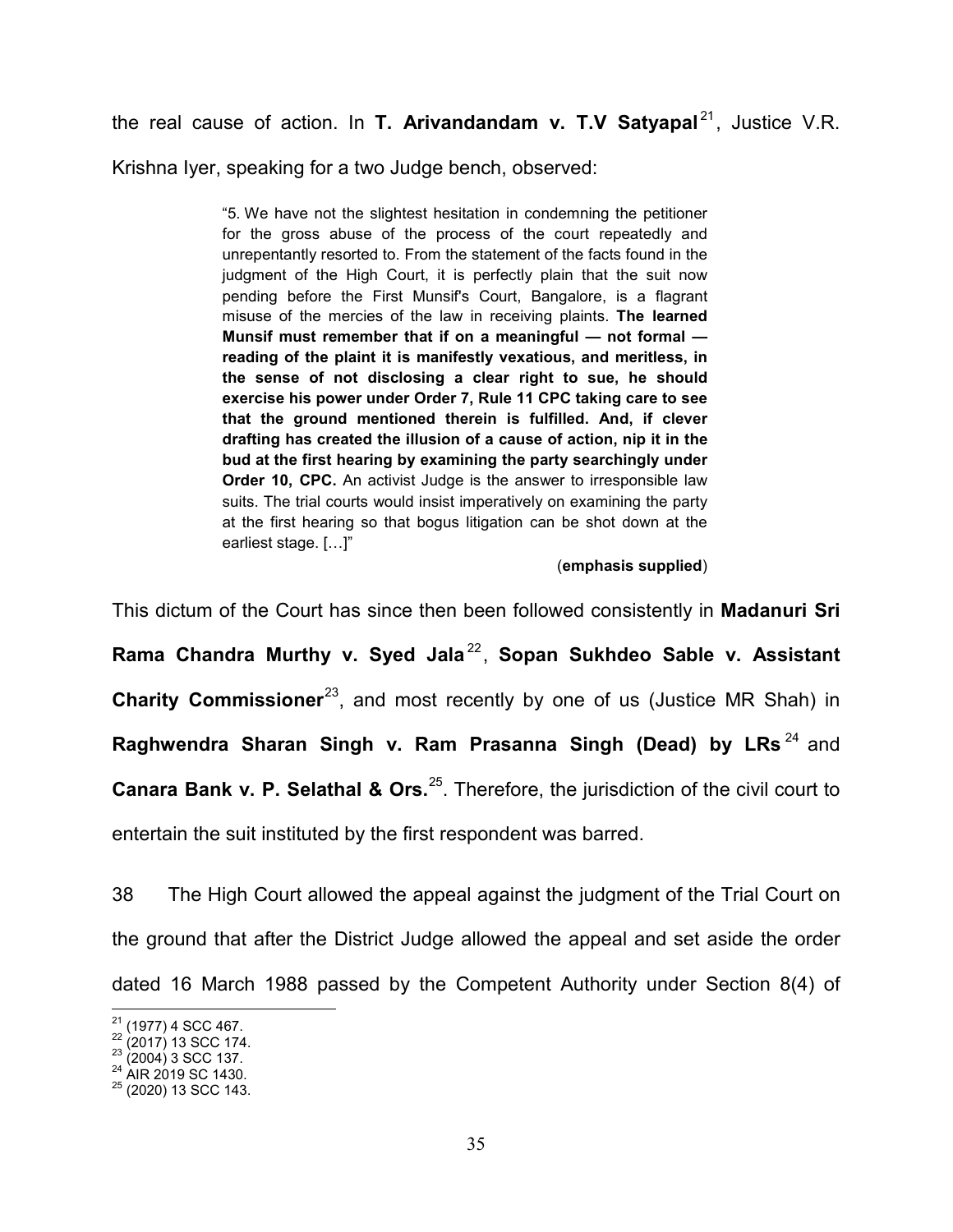the real cause of action. In **T. Arivandandam v. T.V Satyapal**[21], Justice V.R. Krishna Iyer, speaking for a two Judge bench, observed:

> "5. We have not the slightest hesitation in condemning the petitioner for the gross abuse of the process of the court repeatedly and unrepentantly resorted to. From the statement of the facts found in the judgment of the High Court, it is perfectly plain that the suit now pending before the First Munsif's Court, Bangalore, is a flagrant misuse of the mercies of the law in receiving plaints. **The learned Munsif must remember that if on a meaningful — not formal — reading of the plaint it is manifestly vexatious, and meritless, in the sense of not disclosing a clear right to sue, he should exercise his power under Order 7, Rule 11 CPC taking care to see that the ground mentioned therein is fulfilled. And, if clever drafting has created the illusion of a cause of action, nip it in the bud at the first hearing by examining the party searchingly under Order 10, CPC.** An activist Judge is the answer to irresponsible law suits. The trial courts would insist imperatively on examining the party at the first hearing so that bogus litigation can be shot down at the earliest stage. […]"
>
> (**emphasis supplied**)

This dictum of the Court has since then been followed consistently in **Madanuri Sri Rama Chandra Murthy v. Syed Jala**[22], **Sopan Sukhdeo Sable v. Assistant Charity Commissioner**[23], and most recently by one of us (Justice MR Shah) in **Raghwendra Sharan Singh v. Ram Prasanna Singh (Dead) by LRs**[24] and **Canara Bank v. P. Selathal & Ors.**[25]. Therefore, the jurisdiction of the civil court to entertain the suit instituted by the first respondent was barred.

38 The High Court allowed the appeal against the judgment of the Trial Court on the ground that after the District Judge allowed the appeal and set aside the order dated 16 March 1988 passed by the Competent Authority under Section 8(4) of

---

[21] (1977) 4 SCC 467.
[22] (2017) 13 SCC 174.
[23] (2004) 3 SCC 137.
[24] AIR 2019 SC 1430.
[25] (2020) 13 SCC 143.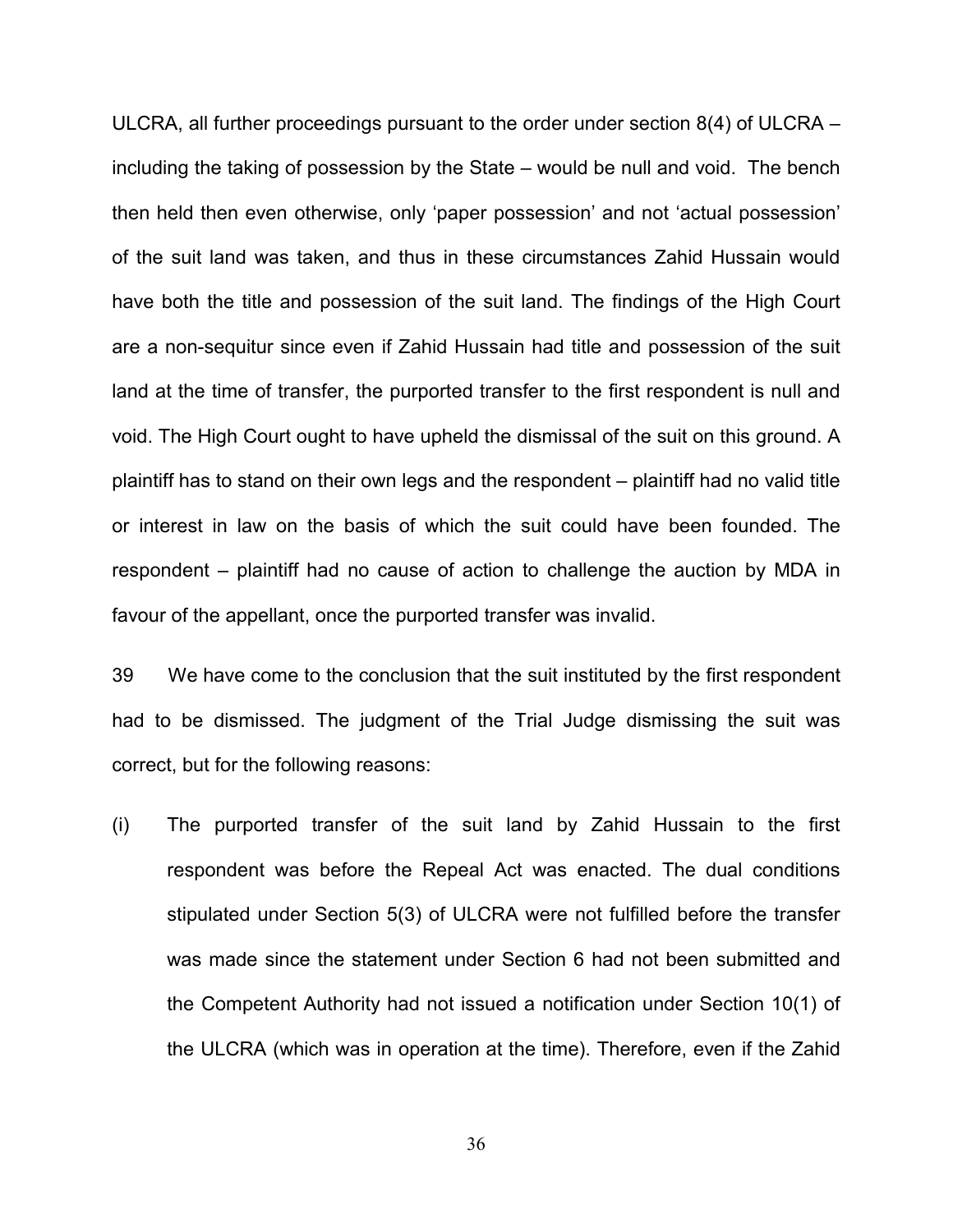ULCRA, all further proceedings pursuant to the order under section 8(4) of ULCRA – including the taking of possession by the State – would be null and void. The bench then held then even otherwise, only 'paper possession' and not 'actual possession' of the suit land was taken, and thus in these circumstances Zahid Hussain would have both the title and possession of the suit land. The findings of the High Court are a non-sequitur since even if Zahid Hussain had title and possession of the suit land at the time of transfer, the purported transfer to the first respondent is null and void. The High Court ought to have upheld the dismissal of the suit on this ground. A plaintiff has to stand on their own legs and the respondent – plaintiff had no valid title or interest in law on the basis of which the suit could have been founded. The respondent – plaintiff had no cause of action to challenge the auction by MDA in favour of the appellant, once the purported transfer was invalid.

39 We have come to the conclusion that the suit instituted by the first respondent had to be dismissed. The judgment of the Trial Judge dismissing the suit was correct, but for the following reasons:

(i) The purported transfer of the suit land by Zahid Hussain to the first respondent was before the Repeal Act was enacted. The dual conditions stipulated under Section 5(3) of ULCRA were not fulfilled before the transfer was made since the statement under Section 6 had not been submitted and the Competent Authority had not issued a notification under Section 10(1) of the ULCRA (which was in operation at the time). Therefore, even if the Zahid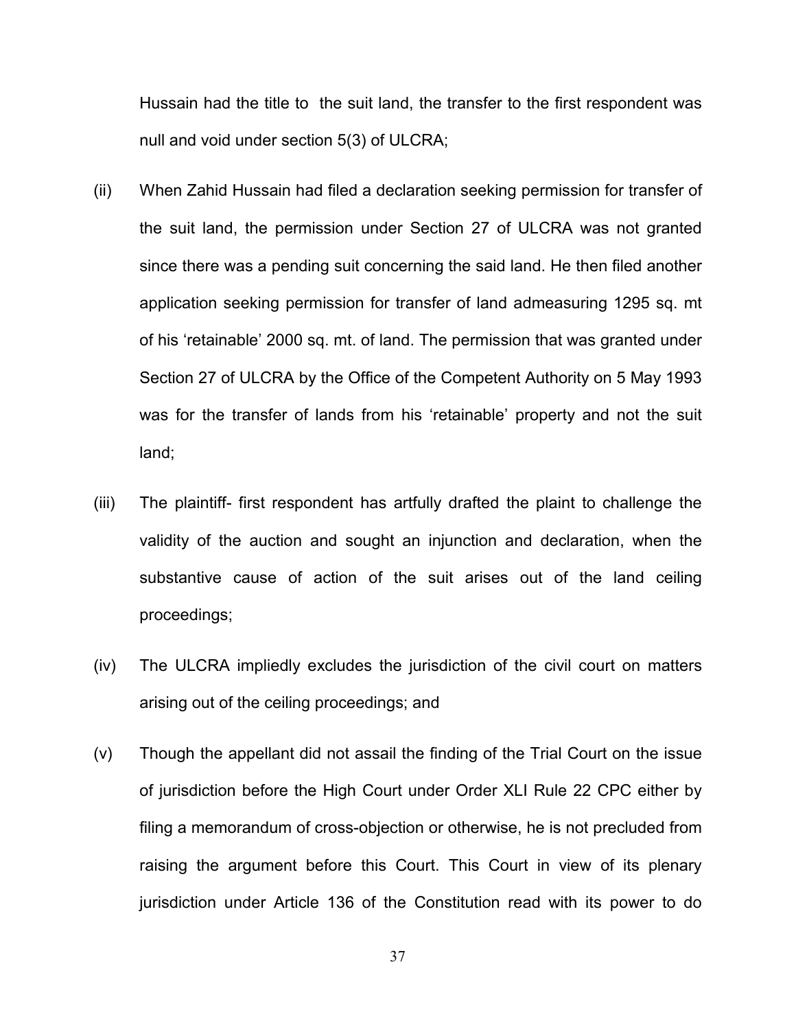Hussain had the title to the suit land, the transfer to the first respondent was null and void under section 5(3) of ULCRA;

(ii) When Zahid Hussain had filed a declaration seeking permission for transfer of the suit land, the permission under Section 27 of ULCRA was not granted since there was a pending suit concerning the said land. He then filed another application seeking permission for transfer of land admeasuring 1295 sq. mt of his 'retainable' 2000 sq. mt. of land. The permission that was granted under Section 27 of ULCRA by the Office of the Competent Authority on 5 May 1993 was for the transfer of lands from his 'retainable' property and not the suit land;

(iii) The plaintiff- first respondent has artfully drafted the plaint to challenge the validity of the auction and sought an injunction and declaration, when the substantive cause of action of the suit arises out of the land ceiling proceedings;

(iv) The ULCRA impliedly excludes the jurisdiction of the civil court on matters arising out of the ceiling proceedings; and

(v) Though the appellant did not assail the finding of the Trial Court on the issue of jurisdiction before the High Court under Order XLI Rule 22 CPC either by filing a memorandum of cross-objection or otherwise, he is not precluded from raising the argument before this Court. This Court in view of its plenary jurisdiction under Article 136 of the Constitution read with its power to do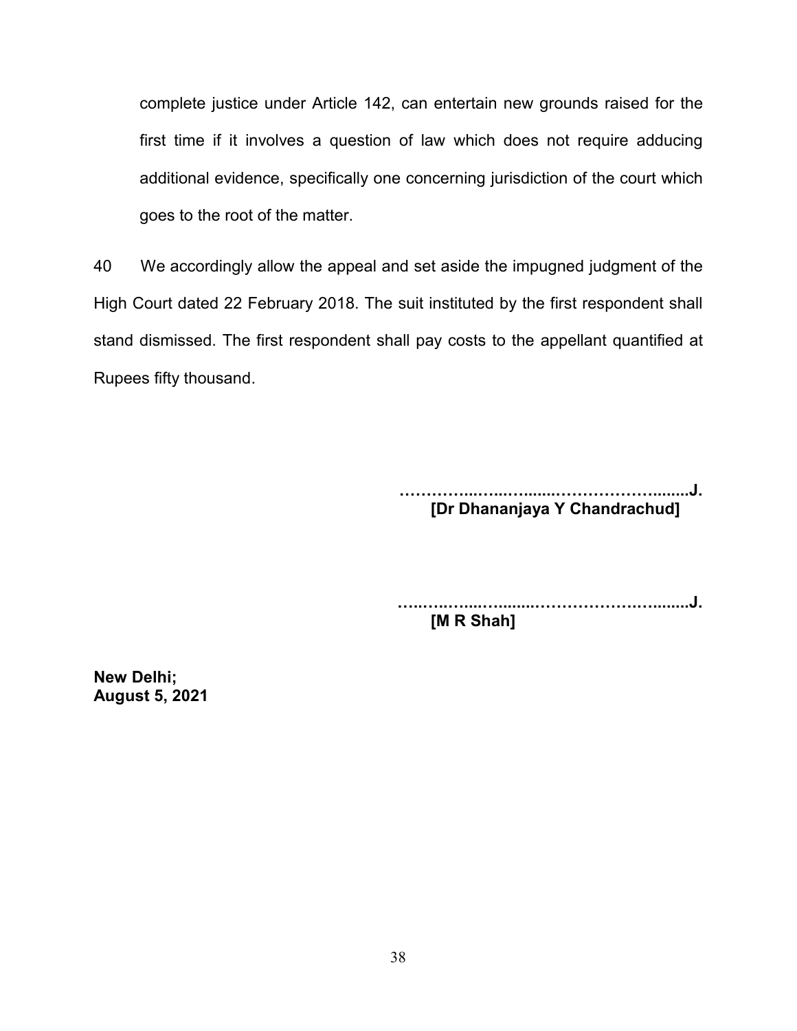complete justice under Article 142, can entertain new grounds raised for the first time if it involves a question of law which does not require adducing additional evidence, specifically one concerning jurisdiction of the court which goes to the root of the matter.

40 We accordingly allow the appeal and set aside the impugned judgment of the High Court dated 22 February 2018. The suit instituted by the first respondent shall stand dismissed. The first respondent shall pay costs to the appellant quantified at Rupees fifty thousand.

**……………..…....….......……………….........J.**
**[Dr Dhananjaya Y Chandrachud]**

**…..…..……....….......……………….…........J.**
**[M R Shah]**

**New Delhi;**
**August 5, 2021**